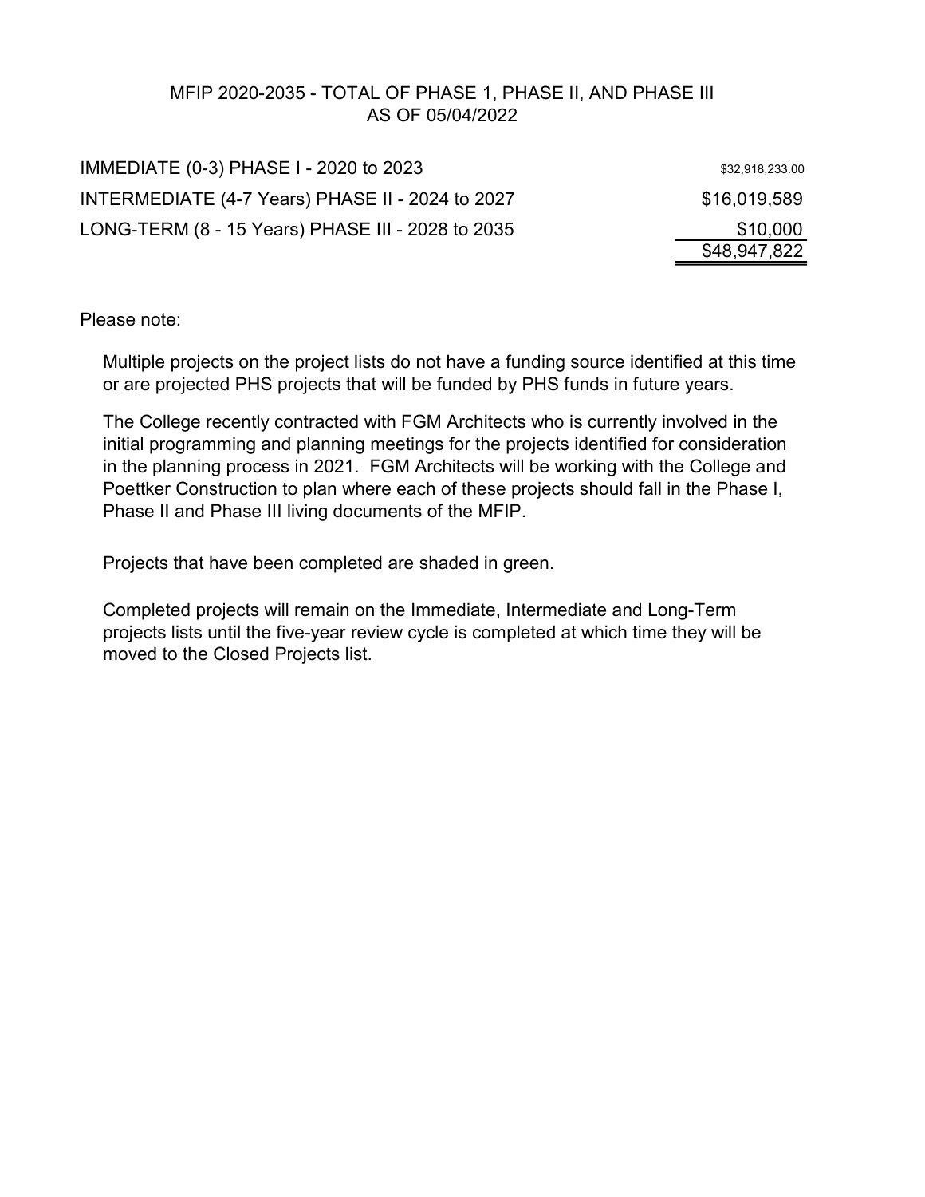# MFIP 2020-2035 - TOTAL OF PHASE 1, PHASE II, AND PHASE III AS OF 05/04/2022

| | |
|---|---|
| IMMEDIATE (0-3) PHASE I - 2020 to 2023 | $32,918,233.00 |
| INTERMEDIATE (4-7 Years) PHASE II - 2024 to 2027 | $16,019,589 |
| LONG-TERM (8 - 15 Years) PHASE III - 2028 to 2035 | $10,000 |
| | $48,947,822 |

Please note:

Multiple projects on the project lists do not have a funding source identified at this time or are projected PHS projects that will be funded by PHS funds in future years.

The College recently contracted with FGM Architects who is currently involved in the initial programming and planning meetings for the projects identified for consideration in the planning process in 2021. FGM Architects will be working with the College and Poettker Construction to plan where each of these projects should fall in the Phase I, Phase II and Phase III living documents of the MFIP.

Projects that have been completed are shaded in green.

Completed projects will remain on the Immediate, Intermediate and Long-Term projects lists until the five-year review cycle is completed at which time they will be moved to the Closed Projects list.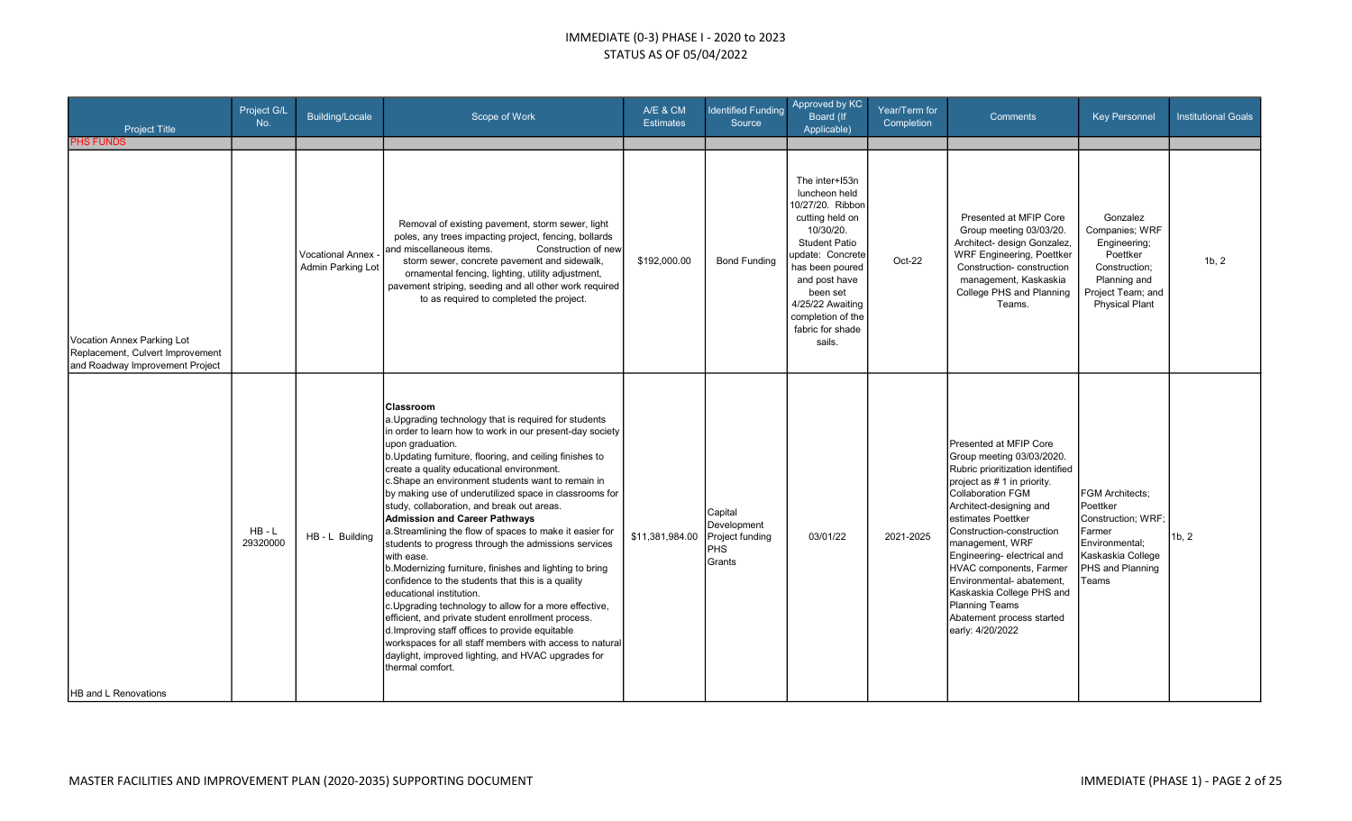# IMMEDIATE (0-3) PHASE I - 2020 to 2023
## STATUS AS OF 05/04/2022

| Project Title | Project G/L No. | Building/Locale | Scope of Work | A/E & CM Estimates | Identified Funding Source | Approved by KC Board (If Applicable) | Year/Term for Completion | Comments | Key Personnel | Institutional Goals |
|---|---|---|---|---|---|---|---|---|---|---|
| PHS FUNDS | | | | | | | | | | |
| Vocation Annex Parking Lot Replacement, Culvert Improvement and Roadway Improvement Project | | Vocational Annex - Admin Parking Lot | Removal of existing pavement, storm sewer, light poles, any trees impacting project, fencing, bollards and miscellaneous items. Construction of new storm sewer, concrete pavement and sidewalk, ornamental fencing, lighting, utility adjustment, pavement striping, seeding and all other work required to as required to completed the project. | $192,000.00 | Bond Funding | The inter+I53n luncheon held 10/27/20. Ribbon cutting held on 10/30/20. Student Patio update: Concrete has been poured and post have been set 4/25/22 Awaiting completion of the fabric for shade sails. | Oct-22 | Presented at MFIP Core Group meeting 03/03/20. Architect- design Gonzalez, WRF Engineering, Poettker Construction- construction management, Kaskaskia College PHS and Planning Teams. | Gonzalez Companies; WRF Engineering; Poettker Construction; Planning and Project Team; and Physical Plant | 1b, 2 |
| HB and L Renovations | HB - L 29320000 | HB - L Building | **Classroom**<br>a.Upgrading technology that is required for students in order to learn how to work in our present-day society upon graduation.<br>b.Updating furniture, flooring, and ceiling finishes to create a quality educational environment.<br>c.Shape an environment students want to remain in by making use of underutilized space in classrooms for study, collaboration, and break out areas.<br>**Admission and Career Pathways**<br>a.Streamlining the flow of spaces to make it easier for students to progress through the admissions services with ease.<br>b.Modernizing furniture, finishes and lighting to bring confidence to the students that this is a quality educational institution.<br>c.Upgrading technology to allow for a more effective, efficient, and private student enrollment process.<br>d.Improving staff offices to provide equitable workspaces for all staff members with access to natural daylight, improved lighting, and HVAC upgrades for thermal comfort. | $11,381,984.00 | Capital Development Project funding PHS Grants | 03/01/22 | 2021-2025 | Presented at MFIP Core Group meeting 03/03/2020. Rubric prioritization identified project as # 1 in priority. Collaboration FGM Architect-designing and estimates Poettker Construction-construction management, WRF Engineering- electrical and HVAC components, Farmer Environmental- abatement, Kaskaskia College PHS and Planning Teams<br>Abatement process started early: 4/20/2022 | FGM Architects; Poettker Construction; WRF; Farmer Environmental; Kaskaskia College PHS and Planning Teams | 1b, 2 |

MASTER FACILITIES AND IMPROVEMENT PLAN (2020-2035) SUPPORTING DOCUMENT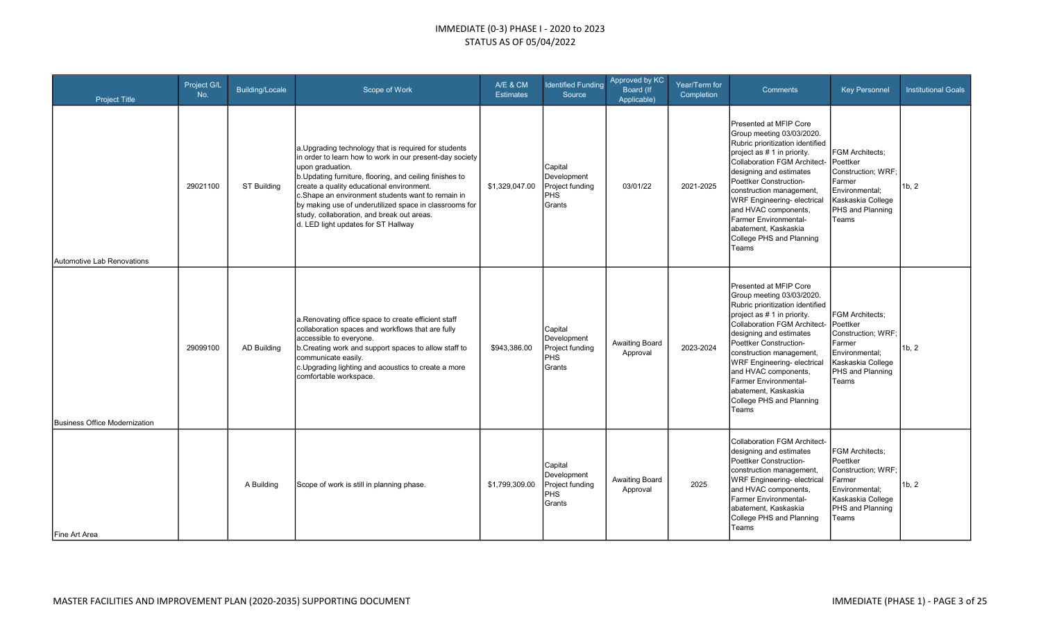# IMMEDIATE (0-3) PHASE I - 2020 to 2023
## STATUS AS OF 05/04/2022

| Project Title | Project G/L No. | Building/Locale | Scope of Work | A/E & CM Estimates | Identified Funding Source | Approved by KC Board (If Applicable) | Year/Term for Completion | Comments | Key Personnel | Institutional Goals |
|---|---|---|---|---|---|---|---|---|---|---|
| Automotive Lab Renovations | 29021100 | ST Building | a.Upgrading technology that is required for students in order to learn how to work in our present-day society upon graduation.<br>b.Updating furniture, flooring, and ceiling finishes to create a quality educational environment.<br>c.Shape an environment students want to remain in by making use of underutilized space in classrooms for study, collaboration, and break out areas.<br>d. LED light updates for ST Hallway | $1,329,047.00 | Capital Development Project funding PHS Grants | 03/01/22 | 2021-2025 | Presented at MFIP Core Group meeting 03/03/2020. Rubric prioritization identified project as # 1 in priority. Collaboration FGM Architect- designing and estimates Poettker Construction- construction management, WRF Engineering- electrical and HVAC components, Farmer Environmental- abatement, Kaskaskia College PHS and Planning Teams | FGM Architects; Poettker Construction; WRF; Farmer Environmental; Kaskaskia College PHS and Planning Teams | 1b, 2 |
| Business Office Modernization | 29099100 | AD Building | a.Renovating office space to create efficient staff collaboration spaces and workflows that are fully accessible to everyone.<br>b.Creating work and support spaces to allow staff to communicate easily.<br>c.Upgrading lighting and acoustics to create a more comfortable workspace. | $943,386.00 | Capital Development Project funding PHS Grants | Awaiting Board Approval | 2023-2024 | Presented at MFIP Core Group meeting 03/03/2020. Rubric prioritization identified project as # 1 in priority. Collaboration FGM Architect- designing and estimates Poettker Construction- construction management, WRF Engineering- electrical and HVAC components, Farmer Environmental- abatement, Kaskaskia College PHS and Planning Teams | FGM Architects; Poettker Construction; WRF; Farmer Environmental; Kaskaskia College PHS and Planning Teams | 1b, 2 |
| Fine Art Area | | A Building | Scope of work is still in planning phase. | $1,799,309.00 | Capital Development Project funding PHS Grants | Awaiting Board Approval | 2025 | Collaboration FGM Architect- designing and estimates Poettker Construction- construction management, WRF Engineering- electrical and HVAC components, Farmer Environmental- abatement, Kaskaskia College PHS and Planning Teams | FGM Architects; Poettker Construction; WRF; Farmer Environmental; Kaskaskia College PHS and Planning Teams | 1b, 2 |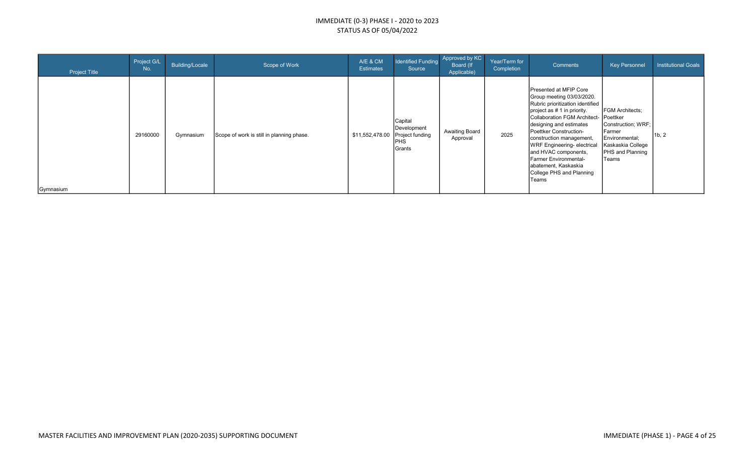# IMMEDIATE (0-3) PHASE I - 2020 to 2023
## STATUS AS OF 05/04/2022

| Project Title | Project G/L No. | Building/Locale | Scope of Work | A/E & CM Estimates | Identified Funding Source | Approved by KC Board (If Applicable) | Year/Term for Completion | Comments | Key Personnel | Institutional Goals |
|---|---|---|---|---|---|---|---|---|---|---|
| Gymnasium | 29160000 | Gymnasium | Scope of work is still in planning phase. | $11,552,478.00 | Capital Development Project funding PHS Grants | Awaiting Board Approval | 2025 | Presented at MFIP Core Group meeting 03/03/2020. Rubric prioritization identified project as # 1 in priority. Collaboration FGM Architect- designing and estimates Poettker Construction- construction management, WRF Engineering- electrical and HVAC components, Farmer Environmental- abatement, Kaskaskia College PHS and Planning Teams | FGM Architects; Poettker Construction; WRF; Farmer Environmental; Kaskaskia College PHS and Planning Teams | 1b, 2 |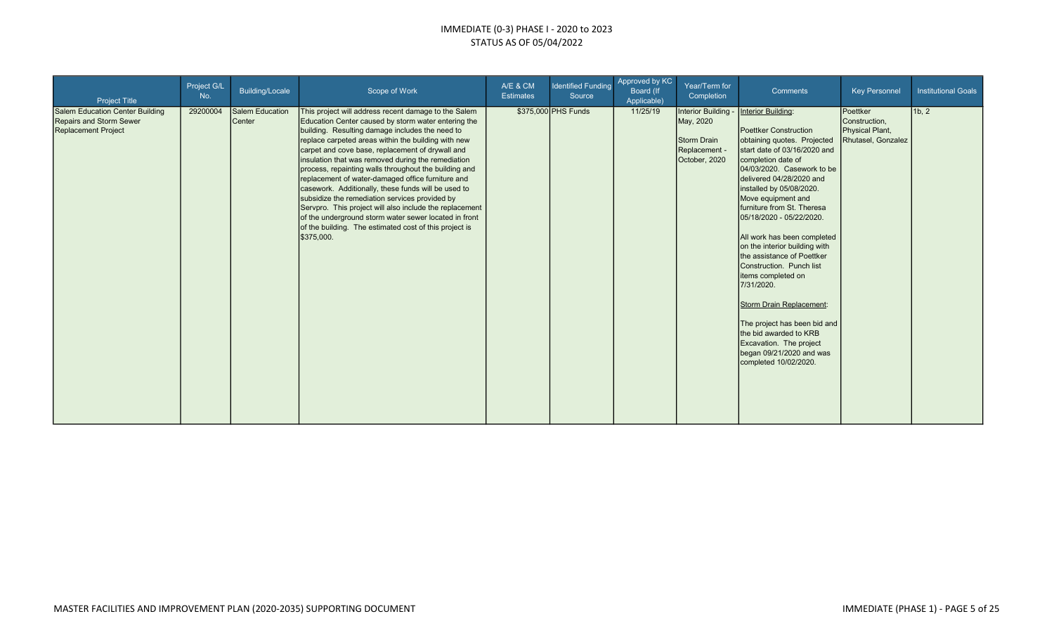# IMMEDIATE (0-3) PHASE I - 2020 to 2023
## STATUS AS OF 05/04/2022

| Project Title | Project G/L No. | Building/Locale | Scope of Work | A/E & CM Estimates | Identified Funding Source | Approved by KC Board (If Applicable) | Year/Term for Completion | Comments | Key Personnel | Institutional Goals |
|---|---|---|---|---|---|---|---|---|---|---|
| Salem Education Center Building Repairs and Storm Sewer Replacement Project | 29200004 | Salem Education Center | This project will address recent damage to the Salem Education Center caused by storm water entering the building. Resulting damage includes the need to replace carpeted areas within the building with new carpet and cove base, replacement of drywall and insulation that was removed during the remediation process, repainting walls throughout the building and replacement of water-damaged office furniture and casework. Additionally, these funds will be used to subsidize the remediation services provided by Servpro. This project will also include the replacement of the underground storm water sewer located in front of the building. The estimated cost of this project is $375,000. | | $375,000 PHS Funds | 11/25/19 | Interior Building - May, 2020<br><br>Storm Drain Replacement - October, 2020 | Interior Building:<br><br>Poettker Construction obtaining quotes. Projected start date of 03/16/2020 and completion date of 04/03/2020. Casework to be delivered 04/28/2020 and installed by 05/08/2020. Move equipment and furniture from St. Theresa 05/18/2020 - 05/22/2020.<br><br>All work has been completed on the interior building with the assistance of Poettker Construction. Punch list items completed on 7/31/2020.<br><br>Storm Drain Replacement:<br><br>The project has been bid and the bid awarded to KRB Excavation. The project began 09/21/2020 and was completed 10/02/2020. | Poettker Construction, Physical Plant, Rhutasel, Gonzalez | 1b, 2 |

MASTER FACILITIES AND IMPROVEMENT PLAN (2020-2035) SUPPORTING DOCUMENT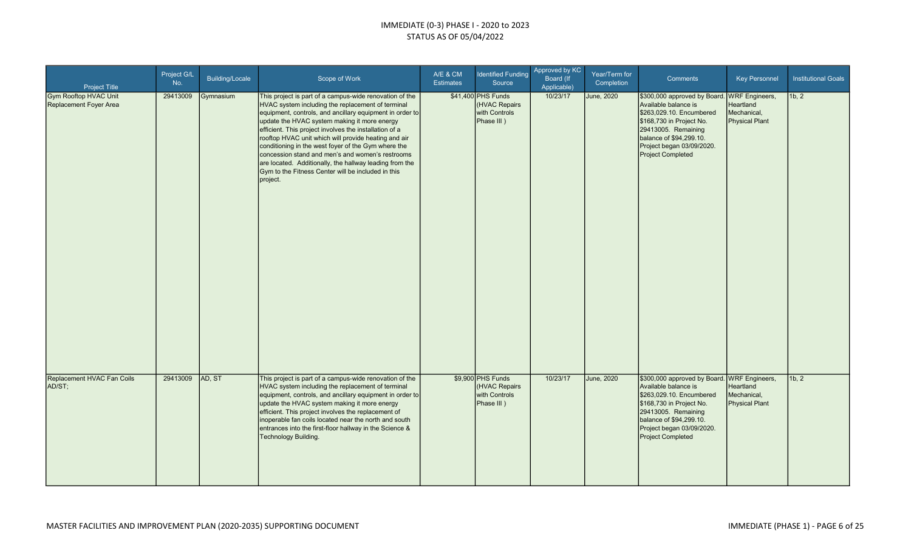IMMEDIATE (0-3) PHASE I - 2020 to 2023
STATUS AS OF 05/04/2022

| Project Title | Project G/L No. | Building/Locale | Scope of Work | A/E & CM Estimates | Identified Funding Source | Approved by KC Board (If Applicable) | Year/Term for Completion | Comments | Key Personnel | Institutional Goals |
|---|---|---|---|---|---|---|---|---|---|---|
| Gym Rooftop HVAC Unit Replacement Foyer Area | 29413009 | Gymnasium | This project is part of a campus-wide renovation of the HVAC system including the replacement of terminal equipment, controls, and ancillary equipment in order to update the HVAC system making it more energy efficient. This project involves the installation of a rooftop HVAC unit which will provide heating and air conditioning in the west foyer of the Gym where the concession stand and men's and women's restrooms are located. Additionally, the hallway leading from the Gym to the Fitness Center will be included in this project. | $41,400 | PHS Funds (HVAC Repairs with Controls Phase III ) | 10/23/17 | June, 2020 | $300,000 approved by Board. Available balance is $263,029.10. Encumbered $168,730 in Project No. 29413005. Remaining balance of $94,299.10. Project began 03/09/2020. Project Completed | WRF Engineers, Heartland Mechanical, Physical Plant | 1b, 2 |
| Replacement HVAC Fan Coils AD/ST; | 29413009 | AD, ST | This project is part of a campus-wide renovation of the HVAC system including the replacement of terminal equipment, controls, and ancillary equipment in order to update the HVAC system making it more energy efficient. This project involves the replacement of inoperable fan coils located near the north and south entrances into the first-floor hallway in the Science & Technology Building. | $9,900 | PHS Funds (HVAC Repairs with Controls Phase III ) | 10/23/17 | June, 2020 | $300,000 approved by Board. Available balance is $263,029.10. Encumbered $168,730 in Project No. 29413005. Remaining balance of $94,299.10. Project began 03/09/2020. Project Completed | WRF Engineers, Heartland Mechanical, Physical Plant | 1b, 2 |

MASTER FACILITIES AND IMPROVEMENT PLAN (2020-2035) SUPPORTING DOCUMENT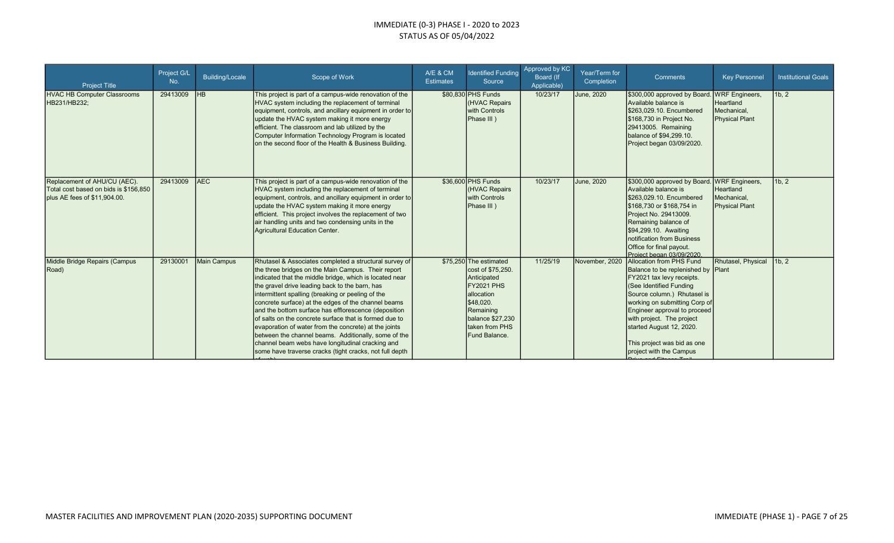# IMMEDIATE (0-3) PHASE I - 2020 to 2023
## STATUS AS OF 05/04/2022

| Project Title | Project G/L No. | Building/Locale | Scope of Work | A/E & CM Estimates | Identified Funding Source | Approved by KC Board (If Applicable) | Year/Term for Completion | Comments | Key Personnel | Institutional Goals |
|---|---|---|---|---|---|---|---|---|---|---|
| HVAC HB Computer Classrooms HB231/HB232; | 29413009 | HB | This project is part of a campus-wide renovation of the HVAC system including the replacement of terminal equipment, controls, and ancillary equipment in order to update the HVAC system making it more energy efficient. The classroom and lab utilized by the Computer Information Technology Program is located on the second floor of the Health & Business Building. | $80,830 | PHS Funds (HVAC Repairs with Controls Phase III ) | 10/23/17 | June, 2020 | $300,000 approved by Board. Available balance is $263,029.10. Encumbered $168,730 in Project No. 29413005. Remaining balance of $94,299.10. Project began 03/09/2020. | WRF Engineers, Heartland Mechanical, Physical Plant | 1b, 2 |
| Replacement of AHU/CU (AEC). Total cost based on bids is $156,850 plus AE fees of $11,904.00. | 29413009 | AEC | This project is part of a campus-wide renovation of the HVAC system including the replacement of terminal equipment, controls, and ancillary equipment in order to update the HVAC system making it more energy efficient. This project involves the replacement of two air handling units and two condensing units in the Agricultural Education Center. | $36,600 | PHS Funds (HVAC Repairs with Controls Phase III ) | 10/23/17 | June, 2020 | $300,000 approved by Board. Available balance is $263,029.10. Encumbered $168,730 or $168,754 in Project No. 29413009. Remaining balance of $94,299.10. Awaiting notification from Business Office for final payout. Project began 03/09/2020. | WRF Engineers, Heartland Mechanical, Physical Plant | 1b, 2 |
| Middle Bridge Repairs (Campus Road) | 29130001 | Main Campus | Rhutasel & Associates completed a structural survey of the three bridges on the Main Campus. Their report indicated that the middle bridge, which is located near the gravel drive leading back to the barn, has intermittent spalling (breaking or peeling of the concrete surface) at the edges of the channel beams and the bottom surface has efflorescence (deposition of salts on the concrete surface that is formed due to evaporation of water from the concrete) at the joints between the channel beams. Additionally, some of the channel beam webs have longitudinal cracking and some have traverse cracks (tight cracks, not full depth of web). | $75,250 | The estimated cost of $75,250. Anticipated FY2021 PHS allocation $48,020. Remaining balance $27,230 taken from PHS Fund Balance. | 11/25/19 | November, 2020 | Allocation from PHS Fund Balance to be replenished by FY2021 tax levy receipts. (See Identified Funding Source column.) Rhutasel is working on submitting Corp of Engineer approval to proceed with project. The project started August 12, 2020.<br><br>This project was bid as one project with the Campus Drive and Fitness Trail | Rhutasel, Physical Plant | 1b, 2 |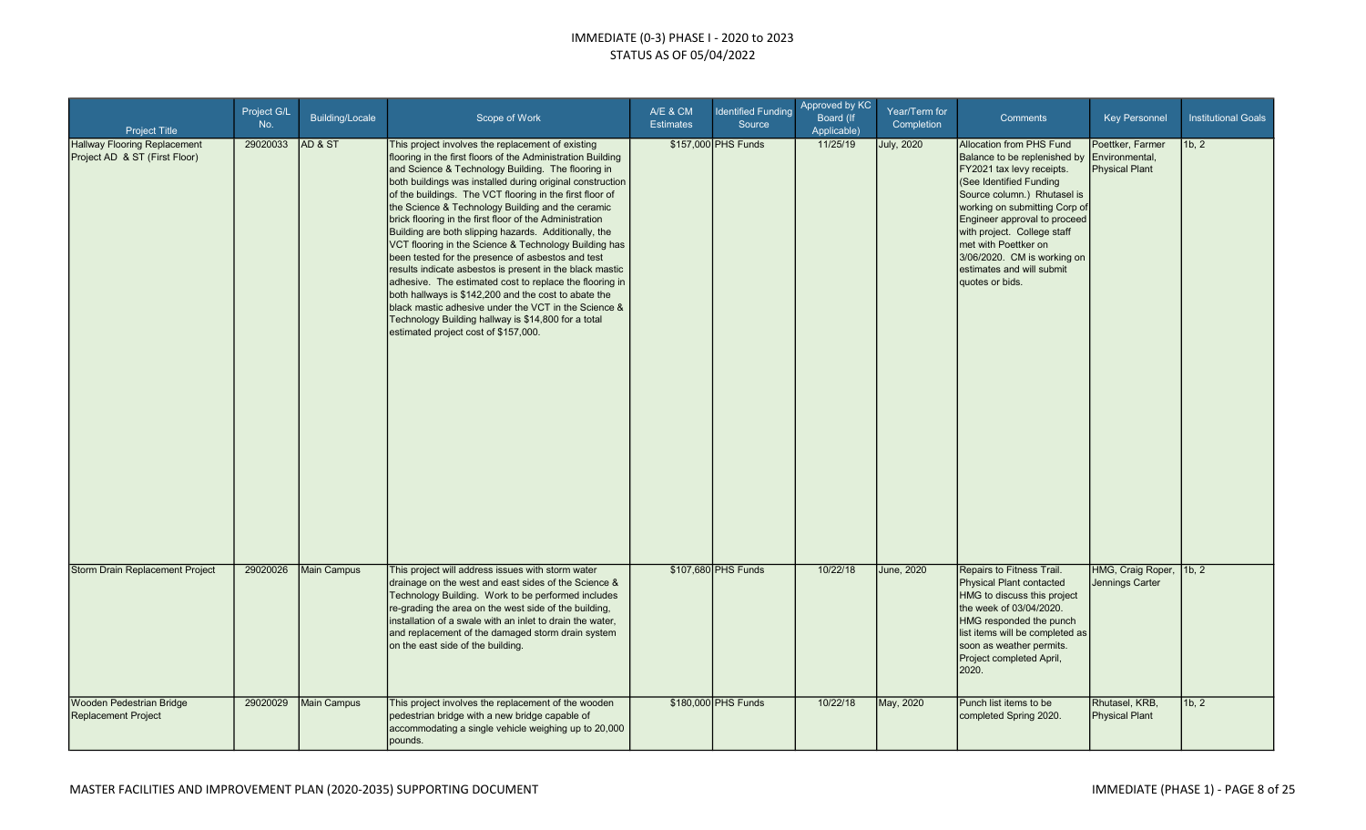# IMMEDIATE (0-3) PHASE I - 2020 to 2023
## STATUS AS OF 05/04/2022

| Project Title | Project G/L No. | Building/Locale | Scope of Work | A/E & CM Estimates | Identified Funding Source | Approved by KC Board (If Applicable) | Year/Term for Completion | Comments | Key Personnel | Institutional Goals |
|---|---|---|---|---|---|---|---|---|---|---|
| Hallway Flooring Replacement Project AD & ST (First Floor) | 29020033 | AD & ST | This project involves the replacement of existing flooring in the first floors of the Administration Building and Science & Technology Building. The flooring in both buildings was installed during original construction of the buildings. The VCT flooring in the first floor of the Science & Technology Building and the ceramic brick flooring in the first floor of the Administration Building are both slipping hazards. Additionally, the VCT flooring in the Science & Technology Building has been tested for the presence of asbestos and test results indicate asbestos is present in the black mastic adhesive. The estimated cost to replace the flooring in both hallways is $142,200 and the cost to abate the black mastic adhesive under the VCT in the Science & Technology Building hallway is $14,800 for a total estimated project cost of $157,000. | $157,000 | PHS Funds | 11/25/19 | July, 2020 | Allocation from PHS Fund Balance to be replenished by FY2021 tax levy receipts. (See Identified Funding Source column.) Rhutasel is working on submitting Corp of Engineer approval to proceed with project. College staff met with Poettker on 3/06/2020. CM is working on estimates and will submit quotes or bids. | Poettker, Farmer Environmental, Physical Plant | 1b, 2 |
| Storm Drain Replacement Project | 29020026 | Main Campus | This project will address issues with storm water drainage on the west and east sides of the Science & Technology Building. Work to be performed includes re-grading the area on the west side of the building, installation of a swale with an inlet to drain the water, and replacement of the damaged storm drain system on the east side of the building. | $107,680 | PHS Funds | 10/22/18 | June, 2020 | Repairs to Fitness Trail. Physical Plant contacted HMG to discuss this project the week of 03/04/2020. HMG responded the punch list items will be completed as soon as weather permits. Project completed April, 2020. | HMG, Craig Roper, Jennings Carter | 1b, 2 |
| Wooden Pedestrian Bridge Replacement Project | 29020029 | Main Campus | This project involves the replacement of the wooden pedestrian bridge with a new bridge capable of accommodating a single vehicle weighing up to 20,000 pounds. | $180,000 | PHS Funds | 10/22/18 | May, 2020 | Punch list items to be completed Spring 2020. | Rhutasel, KRB, Physical Plant | 1b, 2 |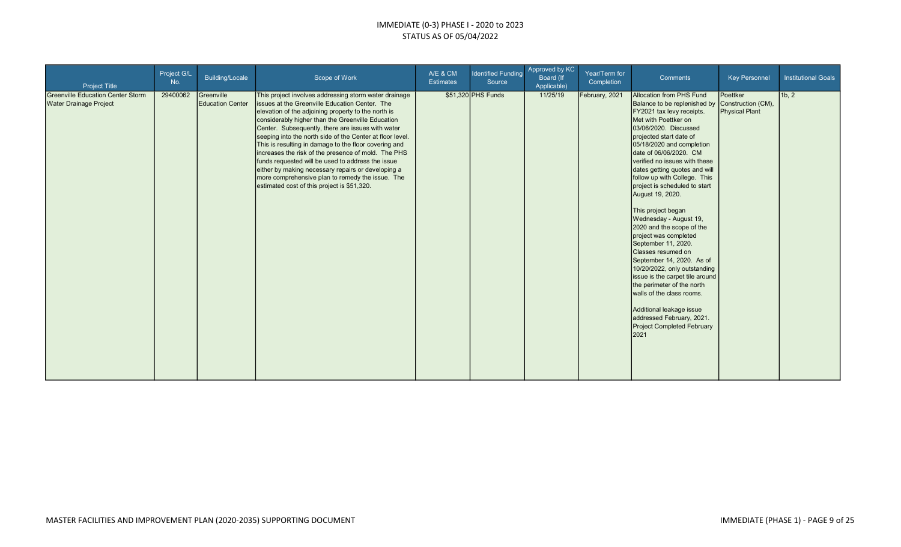# IMMEDIATE (0-3) PHASE I - 2020 to 2023
## STATUS AS OF 05/04/2022

| Project Title | Project G/L No. | Building/Locale | Scope of Work | A/E & CM Estimates | Identified Funding Source | Approved by KC Board (If Applicable) | Year/Term for Completion | Comments | Key Personnel | Institutional Goals |
|---|---|---|---|---|---|---|---|---|---|---|
| Greenville Education Center Storm Water Drainage Project | 29400062 | Greenville Education Center | This project involves addressing storm water drainage issues at the Greenville Education Center. The elevation of the adjoining property to the north is considerably higher than the Greenville Education Center. Subsequently, there are issues with water seeping into the north side of the Center at floor level. This is resulting in damage to the floor covering and increases the risk of the presence of mold. The PHS funds requested will be used to address the issue either by making necessary repairs or developing a more comprehensive plan to remedy the issue. The estimated cost of this project is $51,320. | | $51,320 PHS Funds | 11/25/19 | February, 2021 | Allocation from PHS Fund Balance to be replenished by FY2021 tax levy receipts. Met with Poettker on 03/06/2020. Discussed projected start date of 05/18/2020 and completion date of 06/06/2020. CM verified no issues with these dates getting quotes and will follow up with College. This project is scheduled to start August 19, 2020.<br><br>This project began Wednesday - August 19, 2020 and the scope of the project was completed September 11, 2020. Classes resumed on September 14, 2020. As of 10/20/2022, only outstanding issue is the carpet tile around the perimeter of the north walls of the class rooms.<br><br>Additional leakage issue addressed February, 2021. Project Completed February 2021 | Poettker Construction (CM), Physical Plant | 1b, 2 |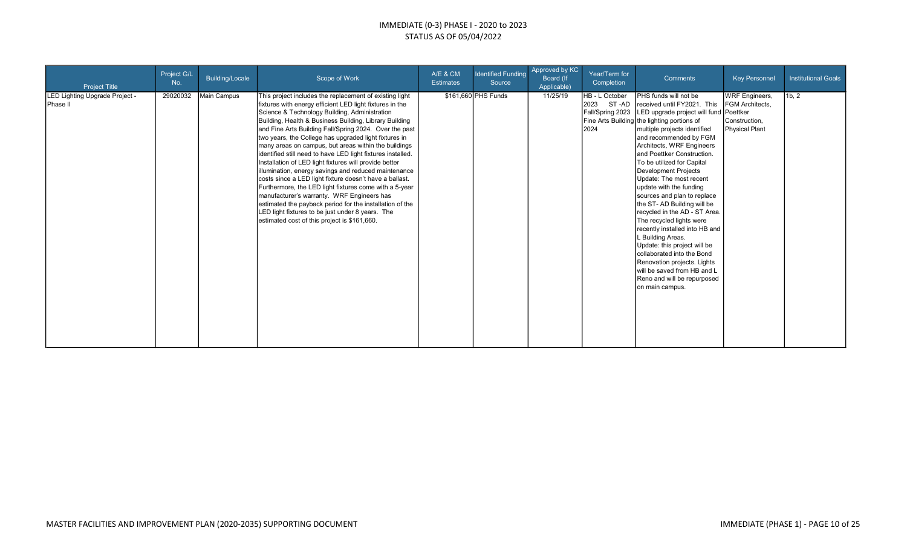# IMMEDIATE (0-3) PHASE I - 2020 to 2023

## STATUS AS OF 05/04/2022

| Project Title | Project G/L No. | Building/Locale | Scope of Work | A/E & CM Estimates | Identified Funding Source | Approved by KC Board (If Applicable) | Year/Term for Completion | Comments | Key Personnel | Institutional Goals |
|---|---|---|---|---|---|---|---|---|---|---|
| LED Lighting Upgrade Project - Phase II | 29020032 | Main Campus | This project includes the replacement of existing light fixtures with energy efficient LED light fixtures in the Science & Technology Building, Administration Building, Health & Business Building, Library Building and Fine Arts Building Fall/Spring 2024. Over the past two years, the College has upgraded light fixtures in many areas on campus, but areas within the buildings identified still need to have LED light fixtures installed. Installation of LED light fixtures will provide better illumination, energy savings and reduced maintenance costs since a LED light fixture doesn't have a ballast. Furthermore, the LED light fixtures come with a 5-year manufacturer's warranty. WRF Engineers has estimated the payback period for the installation of the LED light fixtures to be just under 8 years. The estimated cost of this project is $161,660. | $161,660 | PHS Funds | 11/25/19 | HB - L October 2023 ST -AD Fall/Spring 2023 Fine Arts Building 2024 | PHS funds will not be received until FY2021. This LED upgrade project will fund the lighting portions of multiple projects identified and recommended by FGM Architects, WRF Engineers and Poettker Construction. To be utilized for Capital Development Projects Update: The most recent update with the funding sources and plan to replace the ST- AD Building will be recycled in the AD - ST Area. The recycled lights were recently installed into HB and L Building Areas. Update: this project will be collaborated into the Bond Renovation projects. Lights will be saved from HB and L Reno and will be repurposed on main campus. | WRF Engineers, FGM Architects, Poettker Construction, Physical Plant | 1b, 2 |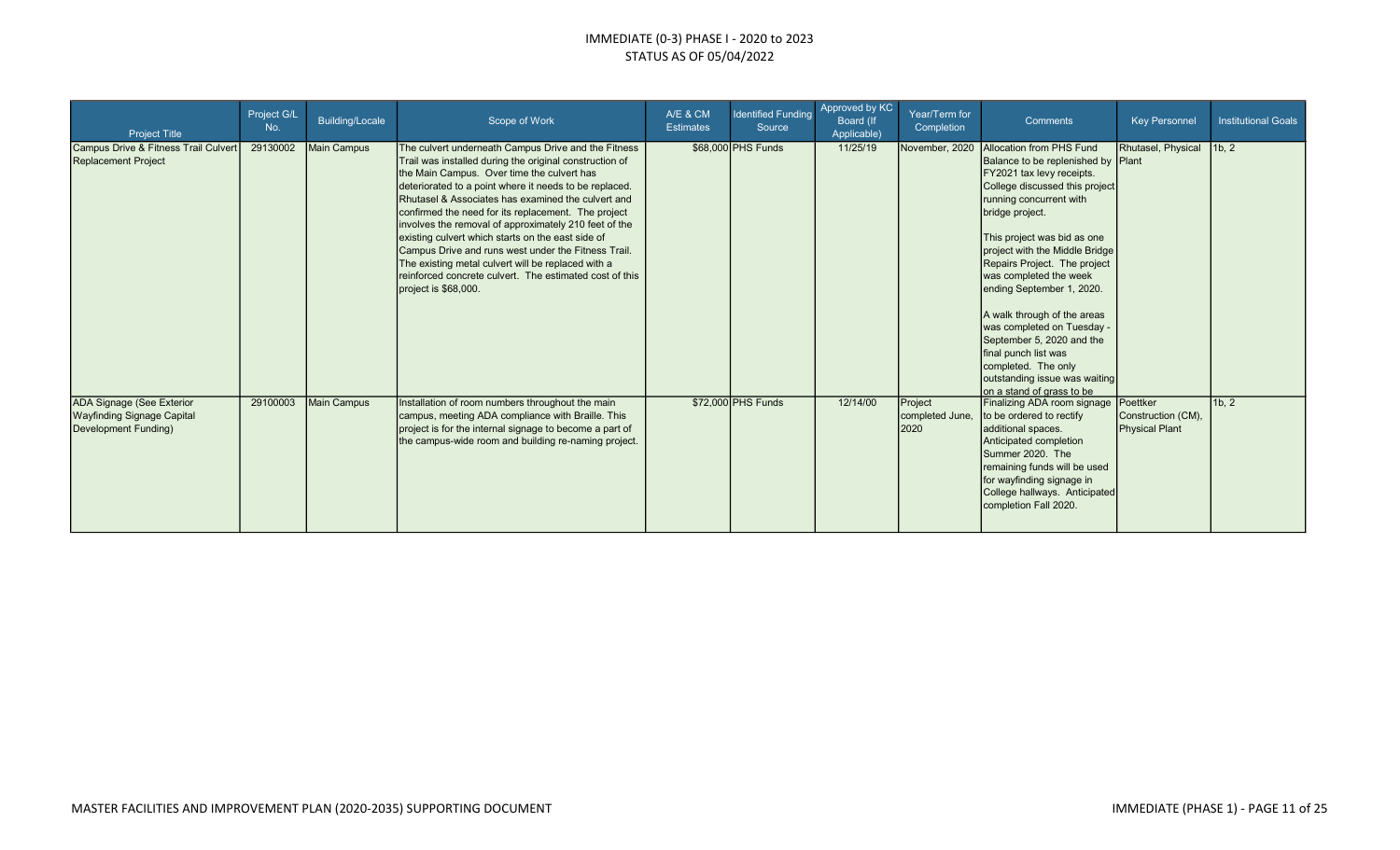# IMMEDIATE (0-3) PHASE I - 2020 to 2023
## STATUS AS OF 05/04/2022

| Project Title | Project G/L No. | Building/Locale | Scope of Work | A/E & CM Estimates | Identified Funding Source | Approved by KC Board (If Applicable) | Year/Term for Completion | Comments | Key Personnel | Institutional Goals |
|---|---|---|---|---|---|---|---|---|---|---|
| Campus Drive & Fitness Trail Culvert Replacement Project | 29130002 | Main Campus | The culvert underneath Campus Drive and the Fitness Trail was installed during the original construction of the Main Campus. Over time the culvert has deteriorated to a point where it needs to be replaced. Rhutasel & Associates has examined the culvert and confirmed the need for its replacement. The project involves the removal of approximately 210 feet of the existing culvert which starts on the east side of Campus Drive and runs west under the Fitness Trail. The existing metal culvert will be replaced with a reinforced concrete culvert. The estimated cost of this project is $68,000. | | $68,000 PHS Funds | 11/25/19 | November, 2020 | Allocation from PHS Fund Balance to be replenished by FY2021 tax levy receipts. College discussed this project running concurrent with bridge project.<br><br>This project was bid as one project with the Middle Bridge Repairs Project. The project was completed the week ending September 1, 2020.<br><br>A walk through of the areas was completed on Tuesday - September 5, 2020 and the final punch list was completed. The only outstanding issue was waiting on a stand of grass to be | Rhutasel, Physical Plant | 1b, 2 |
| ADA Signage (See Exterior Wayfinding Signage Capital Development Funding) | 29100003 | Main Campus | Installation of room numbers throughout the main campus, meeting ADA compliance with Braille. This project is for the internal signage to become a part of the campus-wide room and building re-naming project. | | $72,000 PHS Funds | 12/14/00 | Project completed June, 2020 | Finalizing ADA room signage to be ordered to rectify additional spaces. Anticipated completion Summer 2020. The remaining funds will be used for wayfinding signage in College hallways. Anticipated completion Fall 2020. | Poettker Construction (CM), Physical Plant | 1b, 2 |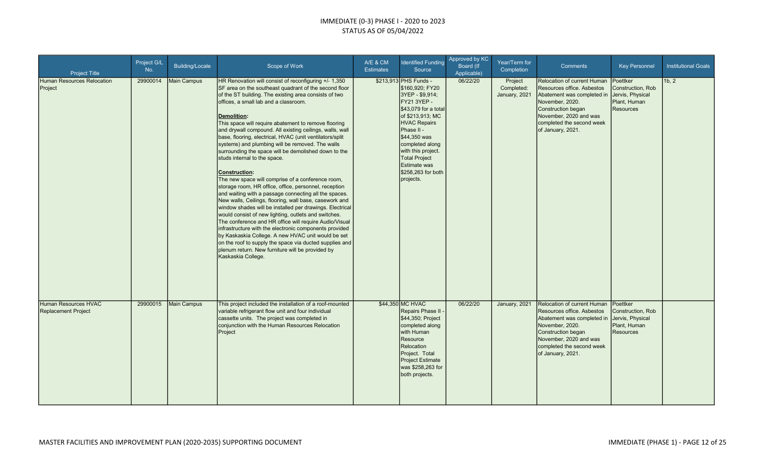# IMMEDIATE (0-3) PHASE I - 2020 to 2023
## STATUS AS OF 05/04/2022

| Project Title | Project G/L No. | Building/Locale | Scope of Work | A/E & CM Estimates | Identified Funding Source | Approved by KC Board (If Applicable) | Year/Term for Completion | Comments | Key Personnel | Institutional Goals |
|---|---|---|---|---|---|---|---|---|---|---|
| Human Resources Relocation Project | 29900014 | Main Campus | HR Renovation will consist of reconfiguring +/- 1,350 SF area on the southeast quadrant of the second floor of the ST building. The existing area consists of two offices, a small lab and a classroom.<br><br>**Demolition:**<br>This space will require abatement to remove flooring and drywall compound. All existing ceilings, walls, wall base, flooring, electrical, HVAC (unit ventilators/split systems) and plumbing will be removed. The walls surrounding the space will be demolished down to the studs internal to the space.<br><br>**Construction:**<br>The new space will comprise of a conference room, storage room, HR office, office, personnel, reception and waiting with a passage connecting all the spaces. New walls, Ceilings, flooring, wall base, casework and window shades will be installed per drawings. Electrical would consist of new lighting, outlets and switches. The conference and HR office will require Audio/Visual infrastructure with the electronic components provided by Kaskaskia College. A new HVAC unit would be set on the roof to supply the space via ducted supplies and plenum return. New furniture will be provided by Kaskaskia College. | $213,913 | PHS Funds - $160,920; FY20 3YEP - $9,914; FY21 3YEP - $43,079 for a total of $213,913; MC HVAC Repairs Phase II - $44,350 was completed along with this project. Total Project Estimate was $258,263 for both projects. | 06/22/20 | Project Completed: January, 2021 | Relocation of current Human Resources office. Asbestos Abatement was completed in November, 2020. Construction began November, 2020 and was completed the second week of January, 2021. | Poettker Construction, Rob Jervis, Physical Plant, Human Resources | 1b, 2 |
| Human Resources HVAC Replacement Project | 29900015 | Main Campus | This project included the installation of a roof-mounted variable refrigerant flow unit and four individual cassette units. The project was completed in conjunction with the Human Resources Relocation Project | $44,350 | MC HVAC Repairs Phase II - $44,350; Project completed along with Human Resource Relocation Project. Total Project Estimate was $258,263 for both projects. | 06/22/20 | January, 2021 | Relocation of current Human Resources office. Asbestos Abatement was completed in November, 2020. Construction began November, 2020 and was completed the second week of January, 2021. | Poettker Construction, Rob Jervis, Physical Plant, Human Resources | |

MASTER FACILITIES AND IMPROVEMENT PLAN (2020-2035) SUPPORTING DOCUMENT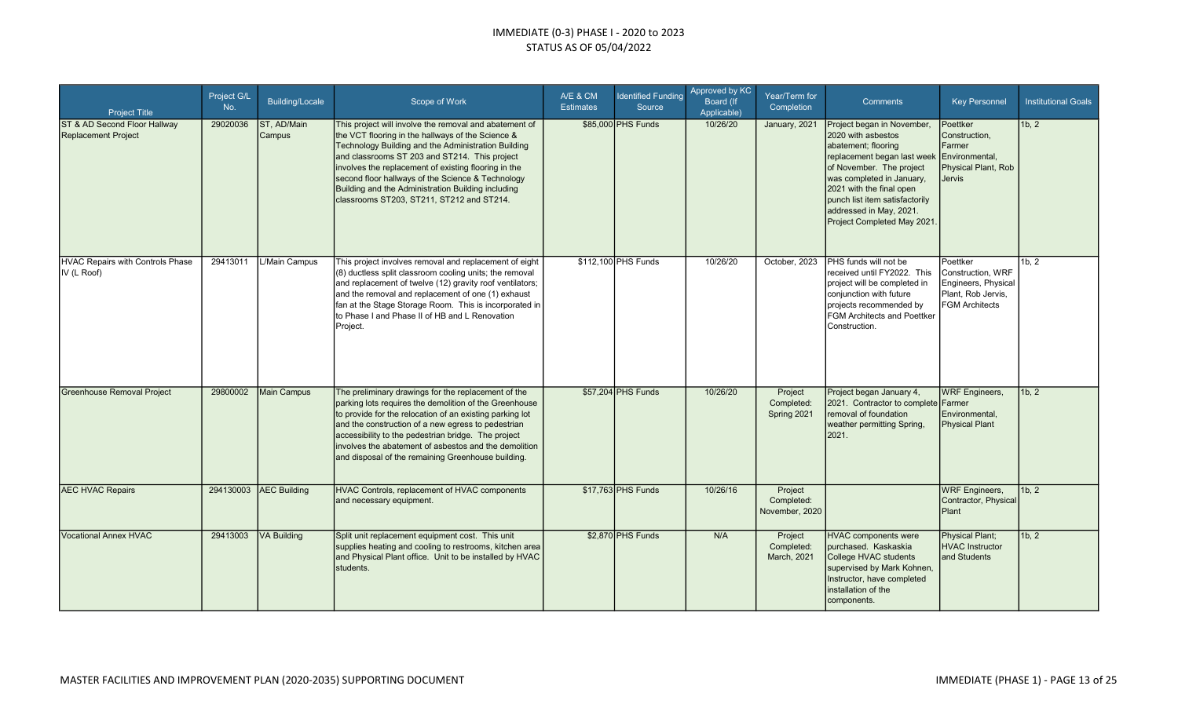# IMMEDIATE (0-3) PHASE I - 2020 to 2023
## STATUS AS OF 05/04/2022

| Project Title | Project G/L No. | Building/Locale | Scope of Work | A/E & CM Estimates | Identified Funding Source | Approved by KC Board (If Applicable) | Year/Term for Completion | Comments | Key Personnel | Institutional Goals |
|---|---|---|---|---|---|---|---|---|---|---|
| ST & AD Second Floor Hallway Replacement Project | 29020036 | ST, AD/Main Campus | This project will involve the removal and abatement of the VCT flooring in the hallways of the Science & Technology Building and the Administration Building and classrooms ST 203 and ST214. This project involves the replacement of existing flooring in the second floor hallways of the Science & Technology Building and the Administration Building including classrooms ST203, ST211, ST212 and ST214. | $85,000 | PHS Funds | 10/26/20 | January, 2021 | Project began in November, 2020 with asbestos abatement; flooring replacement began last week of November. The project was completed in January, 2021 with the final open punch list item satisfactorily addressed in May, 2021. Project Completed May 2021. | Poettker Construction, Farmer Environmental, Physical Plant, Rob Jervis | 1b, 2 |
| HVAC Repairs with Controls Phase IV (L Roof) | 29413011 | L/Main Campus | This project involves removal and replacement of eight (8) ductless split classroom cooling units; the removal and replacement of twelve (12) gravity roof ventilators; and the removal and replacement of one (1) exhaust fan at the Stage Storage Room. This is incorporated in to Phase I and Phase II of HB and L Renovation Project. | $112,100 | PHS Funds | 10/26/20 | October, 2023 | PHS funds will not be received until FY2022. This project will be completed in conjunction with future projects recommended by FGM Architects and Poettker Construction. | Poettker Construction, WRF Engineers, Physical Plant, Rob Jervis, FGM Architects | 1b, 2 |
| Greenhouse Removal Project | 29800002 | Main Campus | The preliminary drawings for the replacement of the parking lots requires the demolition of the Greenhouse to provide for the relocation of an existing parking lot and the construction of a new egress to pedestrian accessibility to the pedestrian bridge. The project involves the abatement of asbestos and the demolition and disposal of the remaining Greenhouse building. | $57,204 | PHS Funds | 10/26/20 | Project Completed: Spring 2021 | Project began January 4, 2021. Contractor to complete removal of foundation weather permitting Spring, 2021. | WRF Engineers, Farmer Environmental, Physical Plant | 1b, 2 |
| AEC HVAC Repairs | 294130003 | AEC Building | HVAC Controls, replacement of HVAC components and necessary equipment. | $17,763 | PHS Funds | 10/26/16 | Project Completed: November, 2020 | | WRF Engineers, Contractor, Physical Plant | 1b, 2 |
| Vocational Annex HVAC | 29413003 | VA Building | Split unit replacement equipment cost. This unit supplies heating and cooling to restrooms, kitchen area and Physical Plant office. Unit to be installed by HVAC students. | $2,870 | PHS Funds | N/A | Project Completed: March, 2021 | HVAC components were purchased. Kaskaskia College HVAC students supervised by Mark Kohnen, Instructor, have completed installation of the components. | Physical Plant; HVAC Instructor and Students | 1b, 2 |

MASTER FACILITIES AND IMPROVEMENT PLAN (2020-2035) SUPPORTING DOCUMENT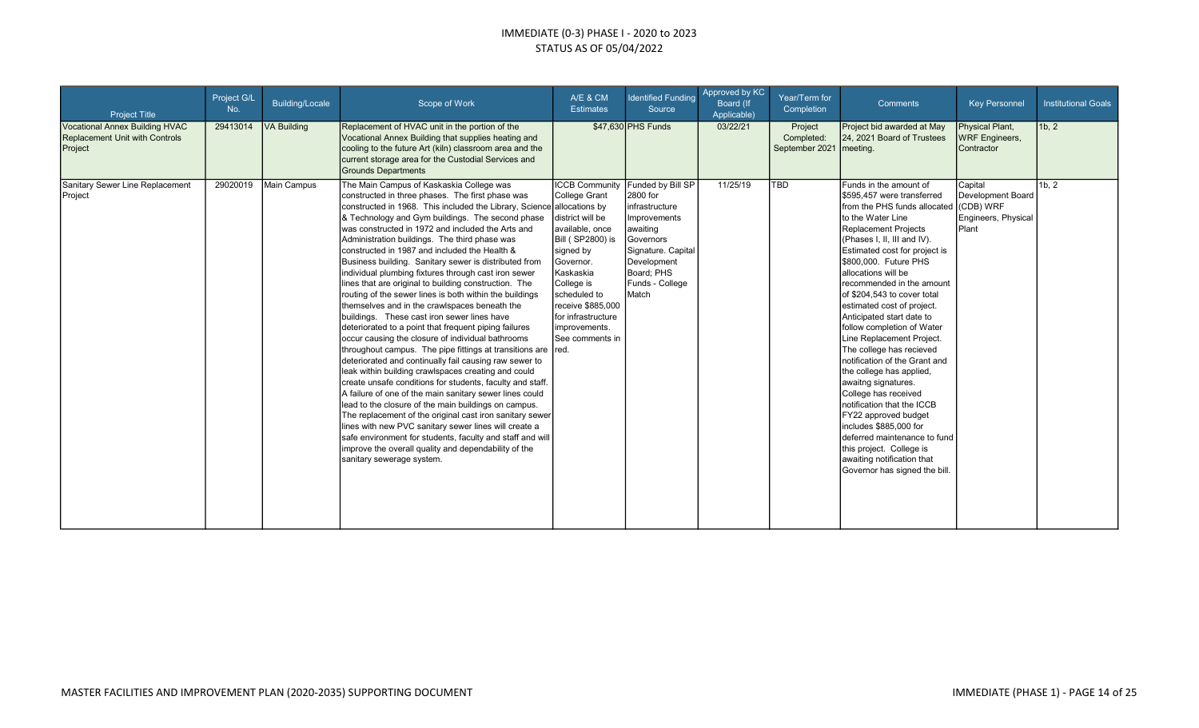IMMEDIATE (0-3) PHASE I - 2020 to 2023
STATUS AS OF 05/04/2022

| Project Title | Project G/L No. | Building/Locale | Scope of Work | A/E & CM Estimates | Identified Funding Source | Approved by KC Board (If Applicable) | Year/Term for Completion | Comments | Key Personnel | Institutional Goals |
|---|---|---|---|---|---|---|---|---|---|---|
| Vocational Annex Building HVAC Replacement Unit with Controls Project | 29413014 | VA Building | Replacement of HVAC unit in the portion of the Vocational Annex Building that supplies heating and cooling to the future Art (kiln) classroom area and the current storage area for the Custodial Services and Grounds Departments | $47,630 | PHS Funds | 03/22/21 | Project Completed: September 2021 | Project bid awarded at May 24, 2021 Board of Trustees meeting. | Physical Plant, WRF Engineers, Contractor | 1b, 2 |
| Sanitary Sewer Line Replacement Project | 29020019 | Main Campus | The Main Campus of Kaskaskia College was constructed in three phases. The first phase was constructed in 1968. This included the Library, Science & Technology and Gym buildings. The second phase was constructed in 1972 and included the Arts and Administration buildings. The third phase was constructed in 1987 and included the Health & Business building. Sanitary sewer is distributed from individual plumbing fixtures through cast iron sewer lines that are original to building construction. The routing of the sewer lines is both within the buildings themselves and in the crawlspaces beneath the buildings. These cast iron sewer lines have deteriorated to a point that frequent piping failures occur causing the closure of individual bathrooms throughout campus. The pipe fittings at transitions are deteriorated and continually fail causing raw sewer to leak within building crawlspaces creating and could create unsafe conditions for students, faculty and staff. A failure of one of the main sanitary sewer lines could lead to the closure of the main buildings on campus. The replacement of the original cast iron sanitary sewer lines with new PVC sanitary sewer lines will create a safe environment for students, faculty and staff and will improve the overall quality and dependability of the sanitary sewerage system. | ICCB Community College Grant allocations by district will be available, once Bill ( SP2800) is signed by Governor. Kaskaskia College is scheduled to receive $885,000 for infrastructure improvements. See comments in red. | Funded by Bill SP 2800 for infrastructure Improvements awaiting Governors Signature. Capital Development Board; PHS Funds - College Match | 11/25/19 | TBD | Funds in the amount of $595,457 were transferred from the PHS funds allocated to the Water Line Replacement Projects (Phases I, II, III and IV). Estimated cost for project is $800,000. Future PHS allocations will be recommended in the amount of $204,543 to cover total estimated cost of project. Anticipated start date to follow completion of Water Line Replacement Project. The college has recieved notification of the Grant and the college has applied, awaitng signatures. College has received notification that the ICCB FY22 approved budget includes $885,000 for deferred maintenance to fund this project. College is awaiting notification that Governor has signed the bill. | Capital Development Board (CDB) WRF Engineers, Physical Plant | 1b, 2 |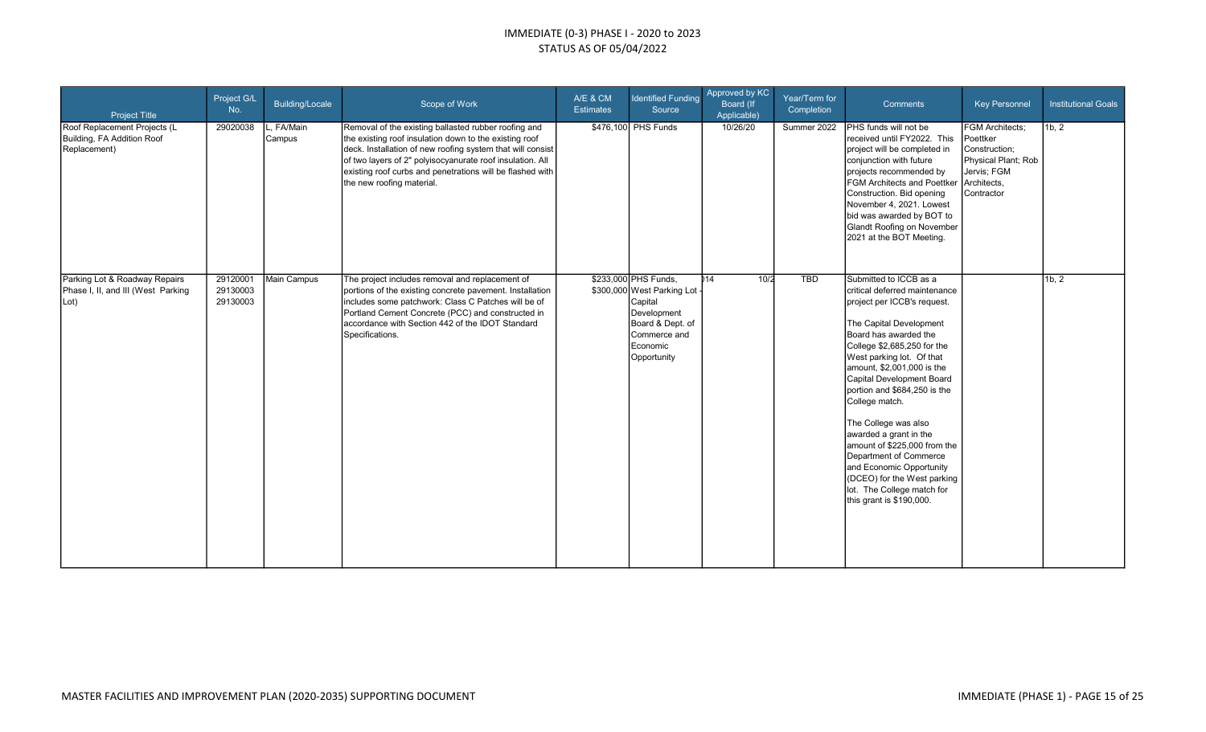# IMMEDIATE (0-3) PHASE I - 2020 to 2023
## STATUS AS OF 05/04/2022

| Project Title | Project G/L No. | Building/Locale | Scope of Work | A/E & CM Estimates | Identified Funding Source | Approved by KC Board (If Applicable) | Year/Term for Completion | Comments | Key Personnel | Institutional Goals |
|---|---|---|---|---|---|---|---|---|---|---|
| Roof Replacement Projects (L Building, FA Addition Roof Replacement) | 29020038 | L, FA/Main Campus | Removal of the existing ballasted rubber roofing and the existing roof insulation down to the existing roof deck. Installation of new roofing system that will consist of two layers of 2" polyisocyanurate roof insulation. All existing roof curbs and penetrations will be flashed with the new roofing material. | | $476,100 PHS Funds | 10/26/20 | Summer 2022 | PHS funds will not be received until FY2022. This project will be completed in conjunction with future projects recommended by FGM Architects and Poettker Construction. Bid opening November 4, 2021. Lowest bid was awarded by BOT to Glandt Roofing on November 2021 at the BOT Meeting. | FGM Architects; Poettker Construction; Physical Plant; Rob Jervis; FGM Architects, Contractor | 1b, 2 |
| Parking Lot & Roadway Repairs Phase I, II, and III (West Parking Lot) | 29120001 29130003 29130003 | Main Campus | The project includes removal and replacement of portions of the existing concrete pavement. Installation includes some patchwork: Class C Patches will be of Portland Cement Concrete (PCC) and constructed in accordance with Section 442 of the IDOT Standard Specifications. | | $233,000 PHS Funds, $300,000 West Parking Lot - Capital Development Board & Dept. of Commerce and Economic Opportunity | 14 10/2 | TBD | Submitted to ICCB as a critical deferred maintenance project per ICCB's request. The Capital Development Board has awarded the College $2,685,250 for the West parking lot. Of that amount, $2,001,000 is the Capital Development Board portion and $684,250 is the College match. The College was also awarded a grant in the amount of $225,000 from the Department of Commerce and Economic Opportunity (DCEO) for the West parking lot. The College match for this grant is $190,000. | | 1b, 2 |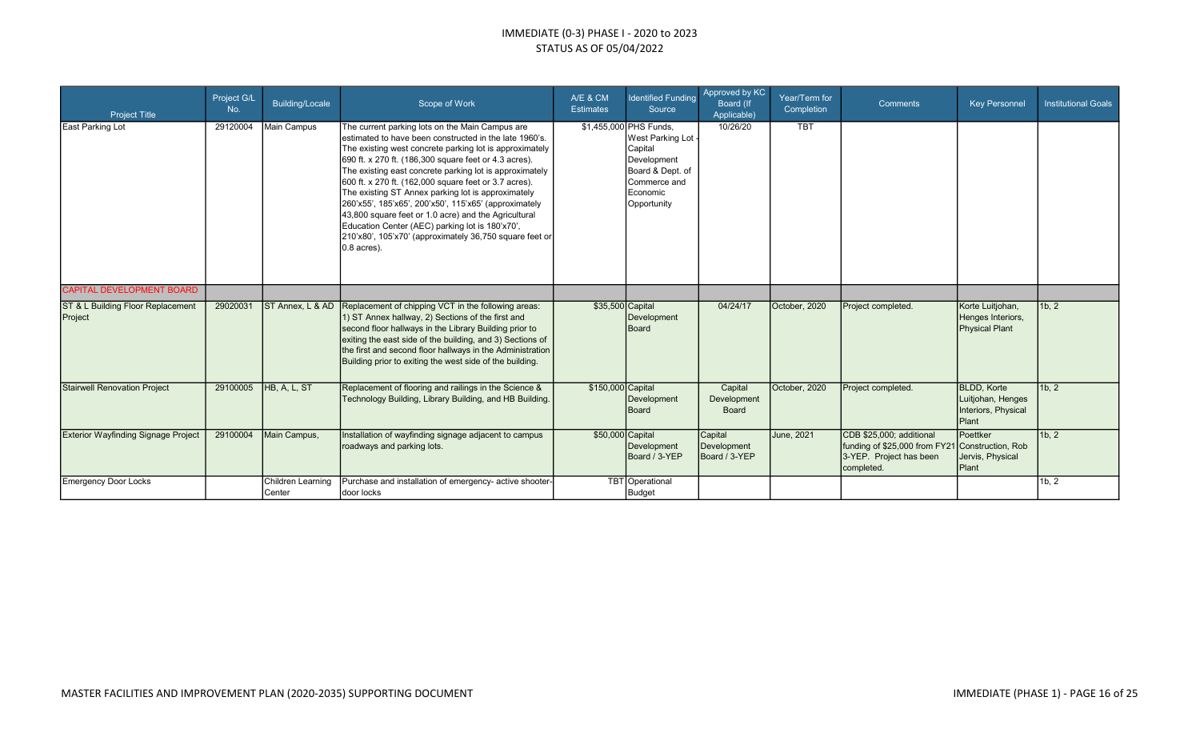# IMMEDIATE (0-3) PHASE I - 2020 to 2023
## STATUS AS OF 05/04/2022

| Project Title | Project G/L No. | Building/Locale | Scope of Work | A/E & CM Estimates | Identified Funding Source | Approved by KC Board (If Applicable) | Year/Term for Completion | Comments | Key Personnel | Institutional Goals |
|---|---|---|---|---|---|---|---|---|---|---|
| East Parking Lot | 29120004 | Main Campus | The current parking lots on the Main Campus are estimated to have been constructed in the late 1960's. The existing west concrete parking lot is approximately 690 ft. x 270 ft. (186,300 square feet or 4.3 acres). The existing east concrete parking lot is approximately 600 ft. x 270 ft. (162,000 square feet or 3.7 acres). The existing ST Annex parking lot is approximately 260'x55', 185'x65', 200'x50', 115'x65' (approximately 43,800 square feet or 1.0 acre) and the Agricultural Education Center (AEC) parking lot is 180'x70', 210'x80', 105'x70' (approximately 36,750 square feet or 0.8 acres). | $1,455,000 | PHS Funds, West Parking Lot - Capital Development Board & Dept. of Commerce and Economic Opportunity | 10/26/20 | TBT | | | |
| CAPITAL DEVELOPMENT BOARD | | | | | | | | | | |
| ST & L Building Floor Replacement Project | 29020031 | ST Annex, L & AD | Replacement of chipping VCT in the following areas: 1) ST Annex hallway, 2) Sections of the first and second floor hallways in the Library Building prior to exiting the east side of the building, and 3) Sections of the first and second floor hallways in the Administration Building prior to exiting the west side of the building. | $35,500 | Capital Development Board | 04/24/17 | October, 2020 | Project completed. | Korte Luitjohan, Henges Interiors, Physical Plant | 1b, 2 |
| Stairwell Renovation Project | 29100005 | HB, A, L, ST | Replacement of flooring and railings in the Science & Technology Building, Library Building, and HB Building. | $150,000 | Capital Development Board | Capital Development Board | October, 2020 | Project completed. | BLDD, Korte Luitjohan, Henges Interiors, Physical Plant | 1b, 2 |
| Exterior Wayfinding Signage Project | 29100004 | Main Campus, | Installation of wayfinding signage adjacent to campus roadways and parking lots. | $50,000 | Capital Development Board / 3-YEP | Capital Development Board / 3-YEP | June, 2021 | CDB $25,000; additional funding of $25,000 from FY21 3-YEP. Project has been completed. | Poettker Construction, Rob Jervis, Physical Plant | 1b, 2 |
| Emergency Door Locks | | Children Learning Center | Purchase and installation of emergency- active shooter-door locks | TBT | Operational Budget | | | | | 1b, 2 |

MASTER FACILITIES AND IMPROVEMENT PLAN (2020-2035) SUPPORTING DOCUMENT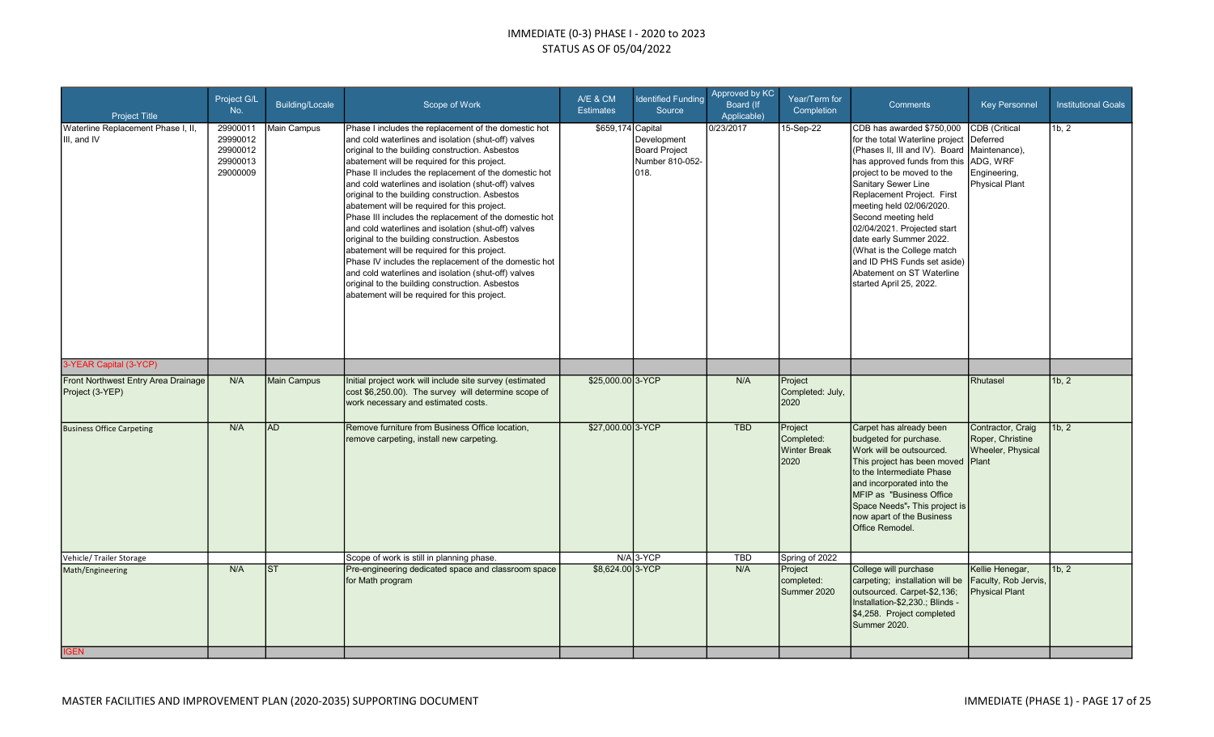# IMMEDIATE (0-3) PHASE I - 2020 to 2023
## STATUS AS OF 05/04/2022

| Project Title | Project G/L No. | Building/Locale | Scope of Work | A/E & CM Estimates | Identified Funding Source | Approved by KC Board (If Applicable) | Year/Term for Completion | Comments | Key Personnel | Institutional Goals |
|---|---|---|---|---|---|---|---|---|---|---|
| Waterline Replacement Phase I, II, III, and IV | 29900011 29990012 29900012 29900013 29000009 | Main Campus | Phase I includes the replacement of the domestic hot and cold waterlines and isolation (shut-off) valves original to the building construction. Asbestos abatement will be required for this project. Phase II includes the replacement of the domestic hot and cold waterlines and isolation (shut-off) valves original to the building construction. Asbestos abatement will be required for this project. Phase III includes the replacement of the domestic hot and cold waterlines and isolation (shut-off) valves original to the building construction. Asbestos abatement will be required for this project. Phase IV includes the replacement of the domestic hot and cold waterlines and isolation (shut-off) valves original to the building construction. Asbestos abatement will be required for this project. | $659,174 | Capital Development Board Project Number 810-052-018. | 0/23/2017 | 15-Sep-22 | CDB has awarded $750,000 for the total Waterline project (Phases II, III and IV). Board has approved funds from this project to be moved to the Sanitary Sewer Line Replacement Project. First meeting held 02/06/2020. Second meeting held 02/04/2021. Projected start date early Summer 2022. (What is the College match and ID PHS Funds set aside) Abatement on ST Waterline started April 25, 2022. | CDB (Critical Deferred Maintenance), ADG, WRF Engineering, Physical Plant | 1b, 2 |
| 3-YEAR Capital (3-YCP) | | | | | | | | | | |
| Front Northwest Entry Area Drainage Project (3-YEP) | N/A | Main Campus | Initial project work will include site survey (estimated cost $6,250.00). The survey will determine scope of work necessary and estimated costs. | $25,000.00 | 3-YCP | N/A | Project Completed: July, 2020 | | Rhutasel | 1b, 2 |
| Business Office Carpeting | N/A | AD | Remove furniture from Business Office location, remove carpeting, install new carpeting. | $27,000.00 | 3-YCP | TBD | Project Completed: Winter Break 2020 | Carpet has already been budgeted for purchase. Work will be outsourced. This project has been moved to the Intermediate Phase and incorporated into the MFIP as "Business Office Space Needs". This project is now apart of the Business Office Remodel. | Contractor, Craig Roper, Christine Wheeler, Physical Plant | 1b, 2 |
| Vehicle/ Trailer Storage | | | Scope of work is still in planning phase. | N/A | 3-YCP | TBD | Spring of 2022 | | | |
| Math/Engineering | N/A | ST | Pre-engineering dedicated space and classroom space for Math program | $8,624.00 | 3-YCP | N/A | Project completed: Summer 2020 | College will purchase carpeting; installation will be outsourced. Carpet-$2,136; Installation-$2,230.; Blinds - $4,258. Project completed Summer 2020. | Kellie Henegar, Faculty, Rob Jervis, Physical Plant | 1b, 2 |
| IGEN | | | | | | | | | | |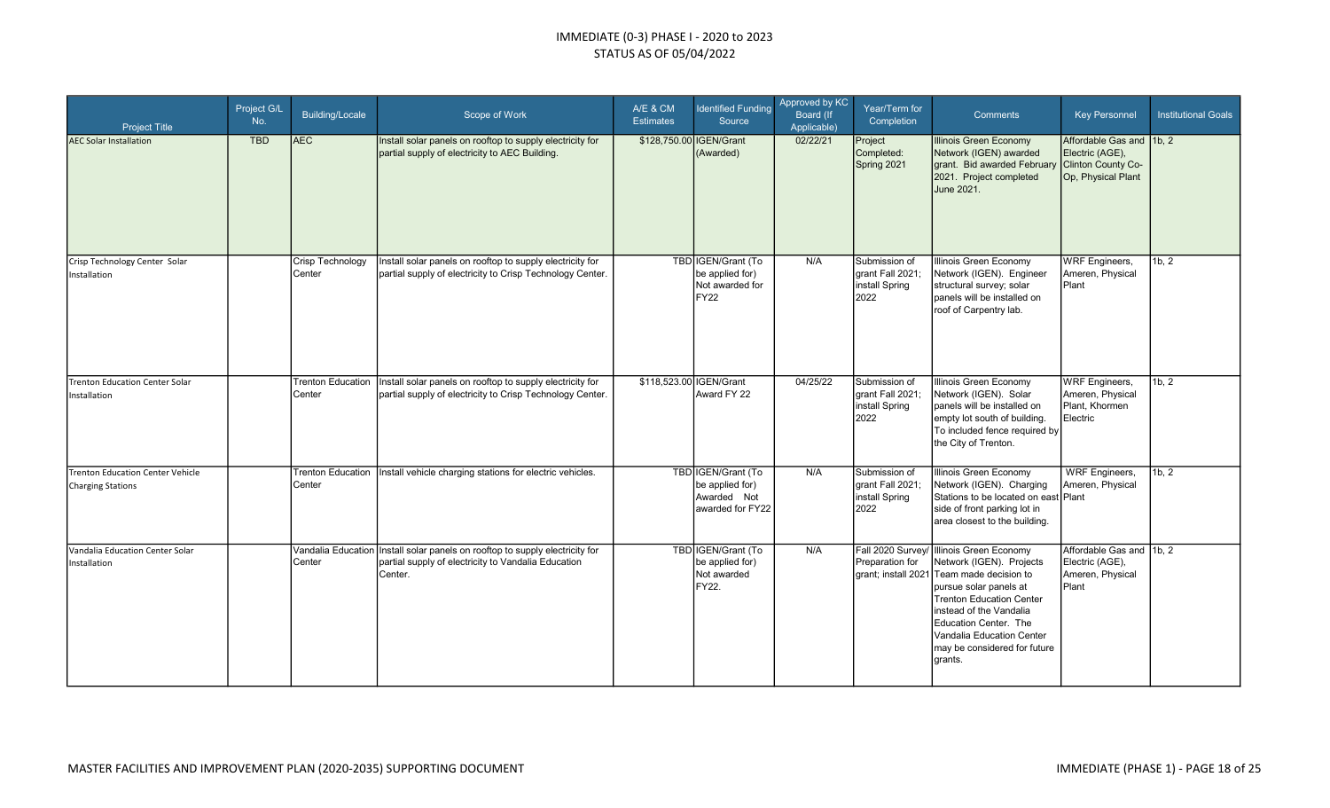# IMMEDIATE (0-3) PHASE I - 2020 to 2023
## STATUS AS OF 05/04/2022

| Project Title | Project G/L No. | Building/Locale | Scope of Work | A/E & CM Estimates | Identified Funding Source | Approved by KC Board (If Applicable) | Year/Term for Completion | Comments | Key Personnel | Institutional Goals |
|---|---|---|---|---|---|---|---|---|---|---|
| AEC Solar Installation | TBD | AEC | Install solar panels on rooftop to supply electricity for partial supply of electricity to AEC Building. | $128,750.00 | IGEN/Grant (Awarded) | 02/22/21 | Project Completed: Spring 2021 | Illinois Green Economy Network (IGEN) awarded grant. Bid awarded February 2021. Project completed June 2021. | Affordable Gas and Electric (AGE), Clinton County Co-Op, Physical Plant | 1b, 2 |
| Crisp Technology Center Solar Installation | | Crisp Technology Center | Install solar panels on rooftop to supply electricity for partial supply of electricity to Crisp Technology Center. | TBD | IGEN/Grant (To be applied for) Not awarded for FY22 | N/A | Submission of grant Fall 2021; install Spring 2022 | Illinois Green Economy Network (IGEN). Engineer structural survey; solar panels will be installed on roof of Carpentry lab. | WRF Engineers, Ameren, Physical Plant | 1b, 2 |
| Trenton Education Center Solar Installation | | Trenton Education Center | Install solar panels on rooftop to supply electricity for partial supply of electricity to Crisp Technology Center. | $118,523.00 | IGEN/Grant Award FY 22 | 04/25/22 | Submission of grant Fall 2021; install Spring 2022 | Illinois Green Economy Network (IGEN). Solar panels will be installed on empty lot south of building. To included fence required by the City of Trenton. | WRF Engineers, Ameren, Physical Plant, Khormen Electric | 1b, 2 |
| Trenton Education Center Vehicle Charging Stations | | Trenton Education Center | Install vehicle charging stations for electric vehicles. | TBD | IGEN/Grant (To be applied for) Awarded Not awarded for FY22 | N/A | Submission of grant Fall 2021; install Spring 2022 | Illinois Green Economy Network (IGEN). Charging Stations to be located on east side of front parking lot in area closest to the building. | WRF Engineers, Ameren, Physical Plant | 1b, 2 |
| Vandalia Education Center Solar Installation | | Vandalia Education Center | Install solar panels on rooftop to supply electricity for partial supply of electricity to Vandalia Education Center. | TBD | IGEN/Grant (To be applied for) Not awarded FY22. | N/A | Fall 2020 Survey/ Preparation for grant; install 2021 | Illinois Green Economy Network (IGEN). Projects Team made decision to pursue solar panels at Trenton Education Center instead of the Vandalia Education Center. The Vandalia Education Center may be considered for future grants. | Affordable Gas and Electric (AGE), Ameren, Physical Plant | 1b, 2 |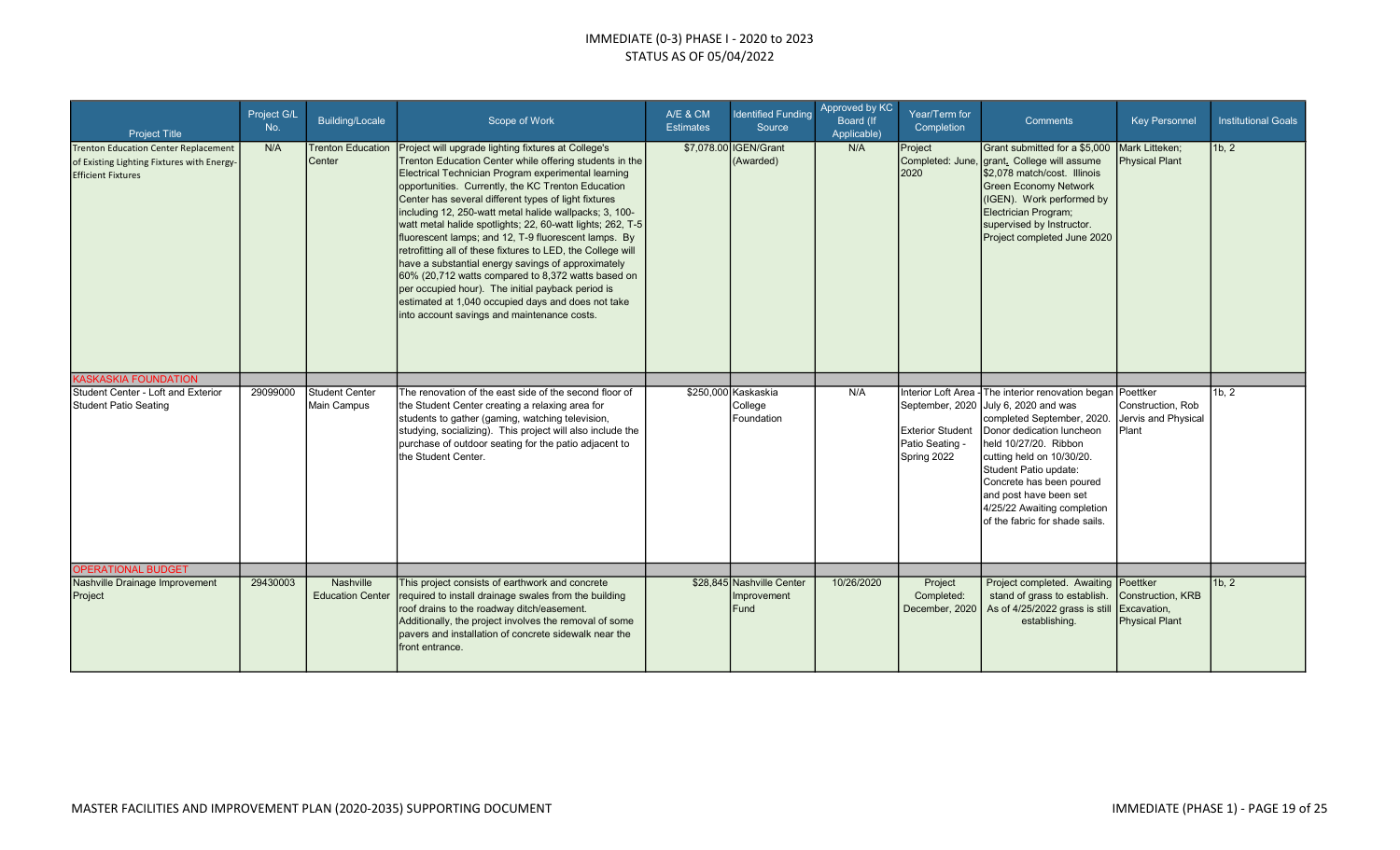# IMMEDIATE (0-3) PHASE I - 2020 to 2023
## STATUS AS OF 05/04/2022

| Project Title | Project G/L No. | Building/Locale | Scope of Work | A/E & CM Estimates | Identified Funding Source | Approved by KC Board (If Applicable) | Year/Term for Completion | Comments | Key Personnel | Institutional Goals |
|---|---|---|---|---|---|---|---|---|---|---|
| Trenton Education Center Replacement of Existing Lighting Fixtures with Energy-Efficient Fixtures | N/A | Trenton Education Center | Project will upgrade lighting fixtures at College's Trenton Education Center while offering students in the Electrical Technician Program experimental learning opportunities. Currently, the KC Trenton Education Center has several different types of light fixtures including 12, 250-watt metal halide wallpacks; 3, 100-watt metal halide spotlights; 22, 60-watt lights; 262, T-5 fluorescent lamps; and 12, T-9 fluorescent lamps. By retrofitting all of these fixtures to LED, the College will have a substantial energy savings of approximately 60% (20,712 watts compared to 8,372 watts based on per occupied hour). The initial payback period is estimated at 1,040 occupied days and does not take into account savings and maintenance costs. | $7,078.00 | IGEN/Grant (Awarded) | N/A | Project Completed: June, 2020 | Grant submitted for a $5,000 grant. College will assume $2,078 match/cost. Illinois Green Economy Network (IGEN). Work performed by Electrician Program; supervised by Instructor. Project completed June 2020 | Mark Litteken; Physical Plant | 1b, 2 |
| **KASKASKIA FOUNDATION** | | | | | | | | | | |
| Student Center - Loft and Exterior Student Patio Seating | 29099000 | Student Center Main Campus | The renovation of the east side of the second floor of the Student Center creating a relaxing area for students to gather (gaming, watching television, studying, socializing). This project will also include the purchase of outdoor seating for the patio adjacent to the Student Center. | $250,000 | Kaskaskia College Foundation | N/A | Interior Loft Area - September, 2020<br><br>Exterior Student Patio Seating - Spring 2022 | The interior renovation began July 6, 2020 and was completed September, 2020. Donor dedication luncheon held 10/27/20. Ribbon cutting held on 10/30/20. Student Patio update: Concrete has been poured and post have been set 4/25/22 Awaiting completion of the fabric for shade sails. | Poettker Construction, Rob Jervis and Physical Plant | 1b, 2 |
| **OPERATIONAL BUDGET** | | | | | | | | | | |
| Nashville Drainage Improvement Project | 29430003 | Nashville Education Center | This project consists of earthwork and concrete required to install drainage swales from the building roof drains to the roadway ditch/easement. Additionally, the project involves the removal of some pavers and installation of concrete sidewalk near the front entrance. | $28,845 | Nashville Center Improvement Fund | 10/26/2020 | Project Completed: December, 2020 | Project completed. Awaiting stand of grass to establish. As of 4/25/2022 grass is still establishing. | Poettker Construction, KRB Excavation, Physical Plant | 1b, 2 |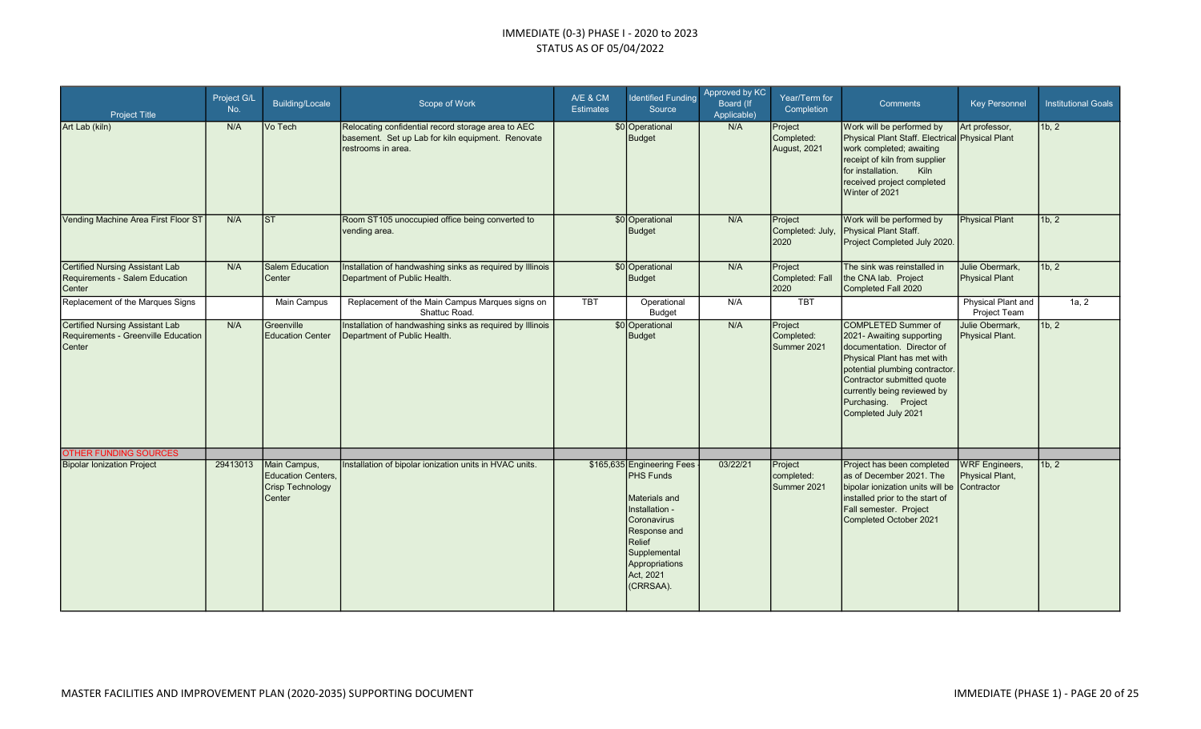IMMEDIATE (0-3) PHASE I - 2020 to 2023
STATUS AS OF 05/04/2022

| Project Title | Project G/L No. | Building/Locale | Scope of Work | A/E & CM Estimates | Identified Funding Source | Approved by KC Board (If Applicable) | Year/Term for Completion | Comments | Key Personnel | Institutional Goals |
|---|---|---|---|---|---|---|---|---|---|---|
| Art Lab (kiln) | N/A | Vo Tech | Relocating confidential record storage area to AEC basement. Set up Lab for kiln equipment. Renovate restrooms in area. | $0 | Operational Budget | N/A | Project Completed: August, 2021 | Work will be performed by Physical Plant Staff. Electrical work completed; awaiting receipt of kiln from supplier for installation. Kiln received project completed Winter of 2021 | Art professor, Physical Plant | 1b, 2 |
| Vending Machine Area First Floor ST | N/A | ST | Room ST105 unoccupied office being converted to vending area. | $0 | Operational Budget | N/A | Project Completed: July, 2020 | Work will be performed by Physical Plant Staff. Project Completed July 2020. | Physical Plant | 1b, 2 |
| Certified Nursing Assistant Lab Requirements - Salem Education Center | N/A | Salem Education Center | Installation of handwashing sinks as required by Illinois Department of Public Health. | $0 | Operational Budget | N/A | Project Completed: Fall 2020 | The sink was reinstalled in the CNA lab. Project Completed Fall 2020 | Julie Obermark, Physical Plant | 1b, 2 |
| Replacement of the Marques Signs | | Main Campus | Replacement of the Main Campus Marques signs on Shattuc Road. | TBT | Operational Budget | N/A | TBT | | Physical Plant and Project Team | 1a, 2 |
| Certified Nursing Assistant Lab Requirements - Greenville Education Center | N/A | Greenville Education Center | Installation of handwashing sinks as required by Illinois Department of Public Health. | $0 | Operational Budget | N/A | Project Completed: Summer 2021 | COMPLETED Summer of 2021- Awaiting supporting documentation. Director of Physical Plant has met with potential plumbing contractor. Contractor submitted quote currently being reviewed by Purchasing. Project Completed July 2021 | Julie Obermark, Physical Plant. | 1b, 2 |
| OTHER FUNDING SOURCES | | | | | | | | | | |
| Bipolar Ionization Project | 29413013 | Main Campus, Education Centers, Crisp Technology Center | Installation of bipolar ionization units in HVAC units. | $165,635 | Engineering Fees - PHS Funds<br><br>Materials and Installation - Coronavirus Response and Relief Supplemental Appropriations Act, 2021 (CRRSAA). | 03/22/21 | Project completed: Summer 2021 | Project has been completed as of December 2021. The bipolar ionization units will be installed prior to the start of Fall semester. Project Completed October 2021 | WRF Engineers, Physical Plant, Contractor | 1b, 2 |

MASTER FACILITIES AND IMPROVEMENT PLAN (2020-2035) SUPPORTING DOCUMENT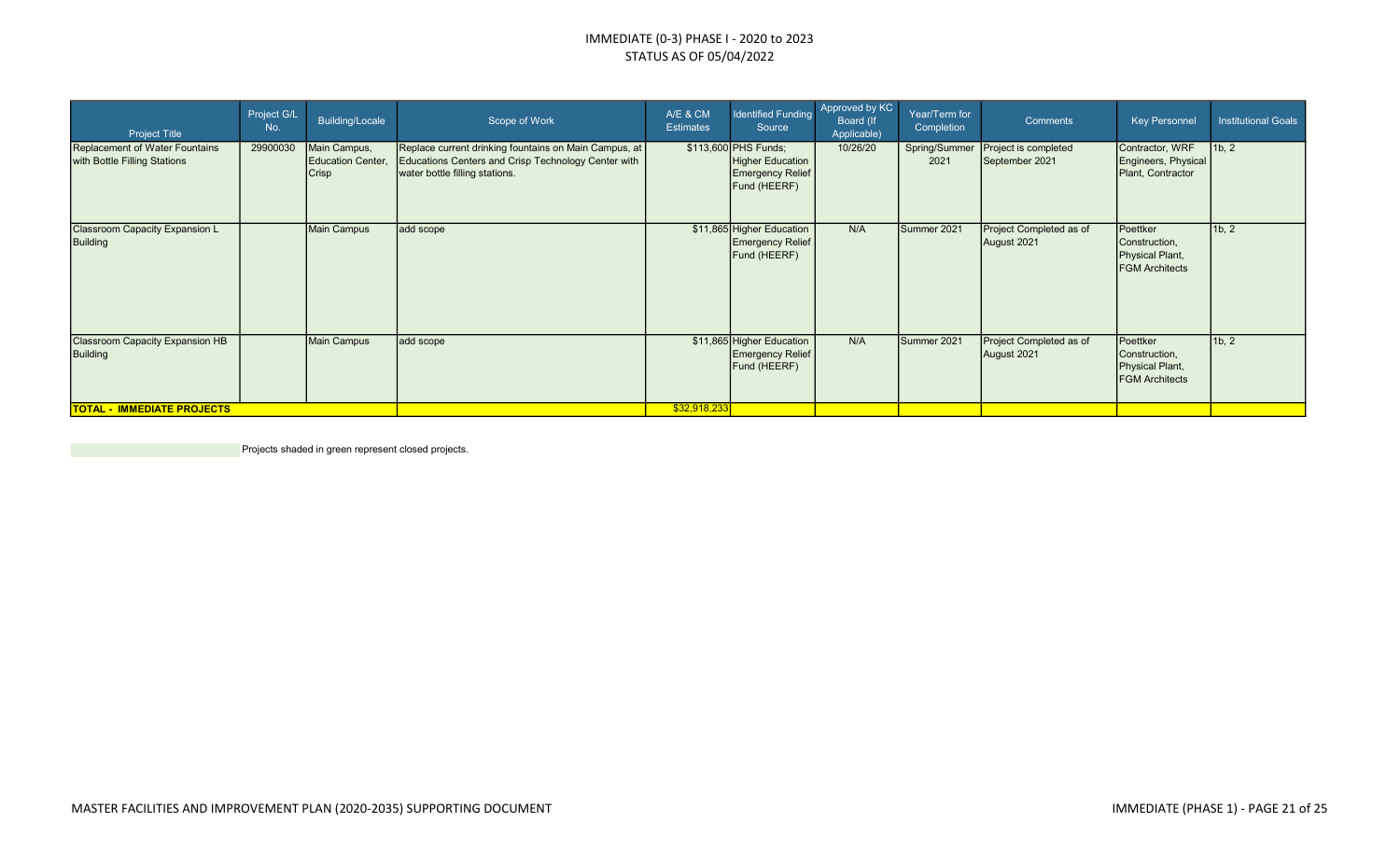# IMMEDIATE (0-3) PHASE I - 2020 to 2023
## STATUS AS OF 05/04/2022

| Project Title | Project G/L No. | Building/Locale | Scope of Work | A/E & CM Estimates | Identified Funding Source | Approved by KC Board (If Applicable) | Year/Term for Completion | Comments | Key Personnel | Institutional Goals |
|---|---|---|---|---|---|---|---|---|---|---|
| Replacement of Water Fountains with Bottle Filling Stations | 29900030 | Main Campus, Education Center, Crisp | Replace current drinking fountains on Main Campus, at Educations Centers and Crisp Technology Center with water bottle filling stations. | $113,600 | PHS Funds; Higher Education Emergency Relief Fund (HEERF) | 10/26/20 | Spring/Summer 2021 | Project is completed September 2021 | Contractor, WRF Engineers, Physical Plant, Contractor | 1b, 2 |
| Classroom Capacity Expansion L Building | | Main Campus | add scope | $11,865 | Higher Education Emergency Relief Fund (HEERF) | N/A | Summer 2021 | Project Completed as of August 2021 | Poettker Construction, Physical Plant, FGM Architects | 1b, 2 |
| Classroom Capacity Expansion HB Building | | Main Campus | add scope | $11,865 | Higher Education Emergency Relief Fund (HEERF) | N/A | Summer 2021 | Project Completed as of August 2021 | Poettker Construction, Physical Plant, FGM Architects | 1b, 2 |
| **TOTAL - IMMEDIATE PROJECTS** | | | | $32,918,233 | | | | | | |

Projects shaded in green represent closed projects.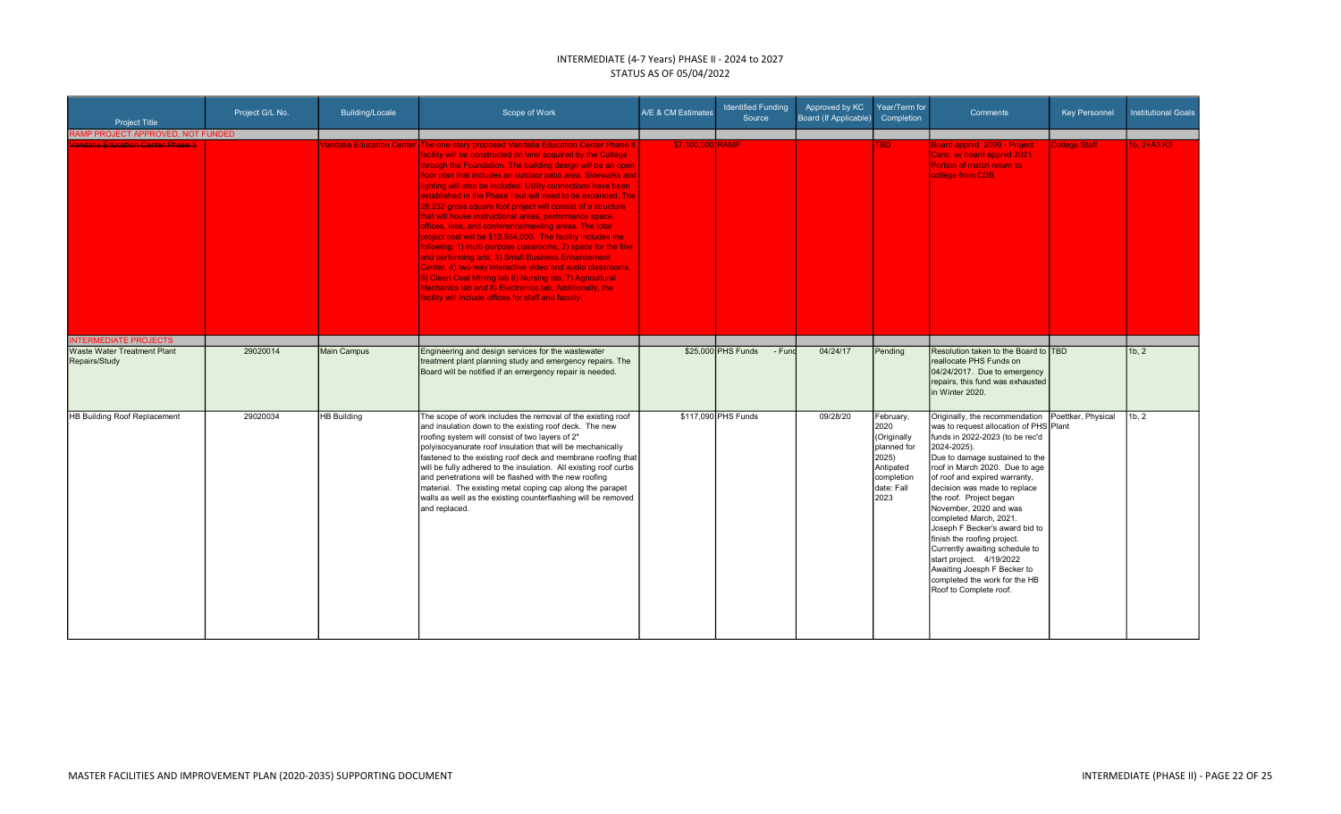# INTERMEDIATE (4-7 Years) PHASE II - 2024 to 2027

STATUS AS OF 05/04/2022

| Project Title | Project G/L No. | Building/Locale | Scope of Work | A/E & CM Estimates | Identified Funding Source | Approved by KC Board (If Applicable) | Year/Term for Completion | Comments | Key Personnel | Institutional Goals |
|---|---|---|---|---|---|---|---|---|---|---|
| RAMP PROJECT APPROVED, NOT FUNDED | | | | | | | | | | |
| ~~Vandalia Education Center Phase II~~ | | Vandalia Education Center | The one-story proposed Vandalia Education Center Phase II facility will be constructed on land acquired by the College through the Foundation. The building design will be an open floor plan that includes an outdoor patio area. Sidewalks and lighting will also be included. Utility connections have been established in the Phase I but will need to be expanded. The 28,232 gross square foot project will consist of a structure that will house instructional areas, performance space, offices, labs, and conference/meeting areas. The total project cost will be $10,594,000. The facility includes the following: 1) multi-purpose classrooms, 2) space for the fine and performing arts, 3) Small Business Enhancement Center, 4) two-way interactive video and audio classrooms, 5) Clean Coal Mining lab 6) Nursing lab, 7) Agricultural Mechanics lab and 8) Electronics lab. Additionally, the facility will include offices for staff and faculty. | $7,100,000 | RAMP | | TBD | Board apprvd 2009 - Project Canc. w/ board apprvd 2021 Portion of match return to college from CDB. | College Staff | 1b, 2+A3:K3 |
| INTERMEDIATE PROJECTS | | | | | | | | | | |
| Waste Water Treatment Plant Repairs/Study | 29020014 | Main Campus | Engineering and design services for the wastewater treatment plant planning study and emergency repairs. The Board will be notified if an emergency repair is needed. | $25,000 | PHS Funds - Fund | 04/24/17 | Pending | Resolution taken to the Board to reallocate PHS Funds on 04/24/2017. Due to emergency repairs, this fund was exhausted in Winter 2020. | TBD | 1b, 2 |
| HB Building Roof Replacement | 29020034 | HB Building | The scope of work includes the removal of the existing roof and insulation down to the existing roof deck. The new roofing system will consist of two layers of 2" polyisocyanurate roof insulation that will be mechanically fastened to the existing roof deck and membrane roofing that will be fully adhered to the insulation. All existing roof curbs and penetrations will be flashed with the new roofing material. The existing metal coping cap along the parapet walls as well as the existing counterflashing will be removed and replaced. | $117,090 | PHS Funds | 09/28/20 | February, 2020 (Originally planned for 2025) Antipated completion date: Fall 2023 | Originally, the recommendation was to request allocation of PHS funds in 2022-2023 (to be rec'd 2024-2025). Due to damage sustained to the roof in March 2020. Due to age of roof and expired warranty, decision was made to replace the roof. Project began November, 2020 and was completed March, 2021. Joseph F Becker's award bid to finish the roofing project. Currently awaiting schedule to start project. 4/19/2022 Awaiting Joesph F Becker to completed the work for the HB Roof to Complete roof. | Poettker, Physical Plant | 1b, 2 |

MASTER FACILITIES AND IMPROVEMENT PLAN (2020-2035) SUPPORTING DOCUMENT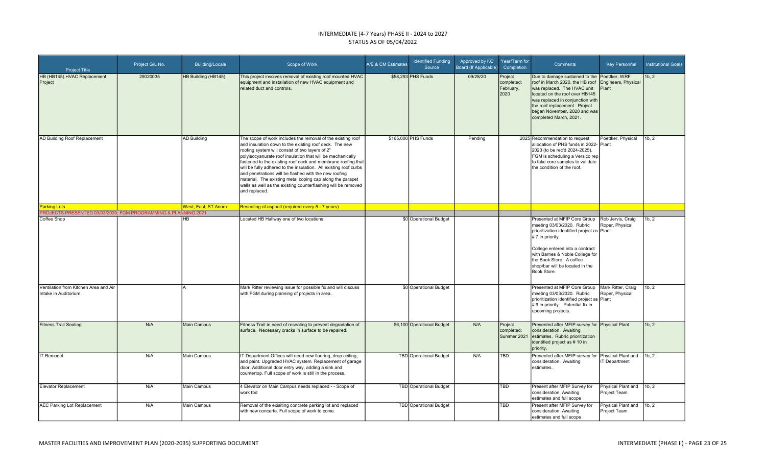INTERMEDIATE (4-7 Years) PHASE II - 2024 to 2027
STATUS AS OF 05/04/2022

| Project Title | Project G/L No. | Building/Locale | Scope of Work | A/E & CM Estimates | Identified Funding Source | Approved by KC Board (If Applicable) | Year/Term for Completion | Comments | Key Personnel | Institutional Goals |
|---|---|---|---|---|---|---|---|---|---|---|
| HB (HB145) HVAC Replacement Project | 29020035 | HB Building (HB145) | This project involves removal of existing roof mounted HVAC equipment and installation of new HVAC equipment and related duct and controls. | | $58,293 PHS Funds | 09/28/20 | Project completed: February, 2020 | Due to damage sustained to the roof in March 2020, the HB roof was replaced. The HVAC unit located on the roof over HB145 was replaced in conjunction with the roof replacement. Project began November, 2020 and was completed March, 2021. | Poettker, WRF Engineers, Physical Plant | 1b, 2 |
| AD Building Roof Replacement | | AD Building | The scope of work includes the removal of the existing roof and insulation down to the existing roof deck. The new roofing system will consist of two layers of 2" polyisocyanurate roof insulation that will be mechanically fastened to the existing roof deck and membrane roofing that will be fully adhered to the insulation. All existing roof curbs and penetrations will be flashed with the new roofing material. The existing metal coping cap along the parapet walls as well as the existing counterflashing will be removed and replaced. | | $165,000 PHS Funds | Pending | 2025 | Recommendation to request allocation of PHS funds in 2022-2023 (to be rec'd 2024-2025). FGM is scheduling a Versico rep to take core samples to validate the condition of the roof. | Poettker, Physical Plant | 1b, 2 |
| Parking Lots | | West, East, ST Annex | Resealing of asphalt (required every 5 - 7 years) | | | | | | | |
| PROJECTS PRESENTED 03/03/2020; FGM PROGRAMMING & PLANNING 2021 | | | | | | | | | | |
| Coffee Shop | | HB | Located HB Hallway one of two locations. | | $0 Operational Budget | | | Presented at MFIP Core Group meeting 03/03/2020. Rubric prioritization identified project as # 7 in priority. College entered into a contract with Barnes & Noble College for the Book Store. A coffee shop/bar will be located in the Book Store. | Rob Jervis, Craig Roper, Physical Plant | 1b, 2 |
| Ventilation from Kitchen Area and Air Intake in Auditorium | | A | Mark Ritter reviewing issue for possible fix and will discuss with FGM during planning of projects in area. | | $0 Operational Budget | | | Presented at MFIP Core Group meeting 03/03/2020. Rubric prioritization identified project as # 9 in priority. Potential fix in upcoming projects. | Mark Ritter, Craig Roper, Physical Plant | 1b, 2 |
| Fitness Trail Sealing | N/A | Main Campus | Fitness Trail in need of resealing to prevent degradation of surface. Necessary cracks in surface to be repaired. | | $6,100 Operational Budget | N/A | Project completed: Summer 2021 | Presented after MFIP survey for consideration. Awaiting estimates. Rubric prioritization identified project as # 10 in priority. | Physical Plant | 1b, 2 |
| IT Remodel | N/A | Main Campus | IT Department Offices will need new flooring, drop ceiling, and paint. Upgraded HVAC system. Replacement of garage door. Additional door entry way, adding a sink and countertop. Full scope of work is still in the process. | | TBD Operational Budget | N/A | TBD | Presented after MFIP survey for consideration. Awaiting estimates. | Physical Plant and IT Department | 1b, 2 |
| Elevator Replacement | N/A | Main Campus | 4 Elevator on Main Campus needs replaced - - Scope of work tbd | | TBD Operational Budget | | TBD | Present after MFIP Survey for consideration. Awaiting estimates and full scope | Physical Plant and Project Team | 1b, 2 |
| AEC Parking Lot Replacement | N/A | Main Campus | Removal of the exisiting concrete parking lot and replaced with new concerte. Full scope of work to come. | | TBD Operational Budget | | TBD | Present after MFIP Survey for consideration. Awaiting estimates and full scope | Physical Plant and Project Team | 1b, 2 |

MASTER FACILITIES AND IMPROVEMENT PLAN (2020-2035) SUPPORTING DOCUMENT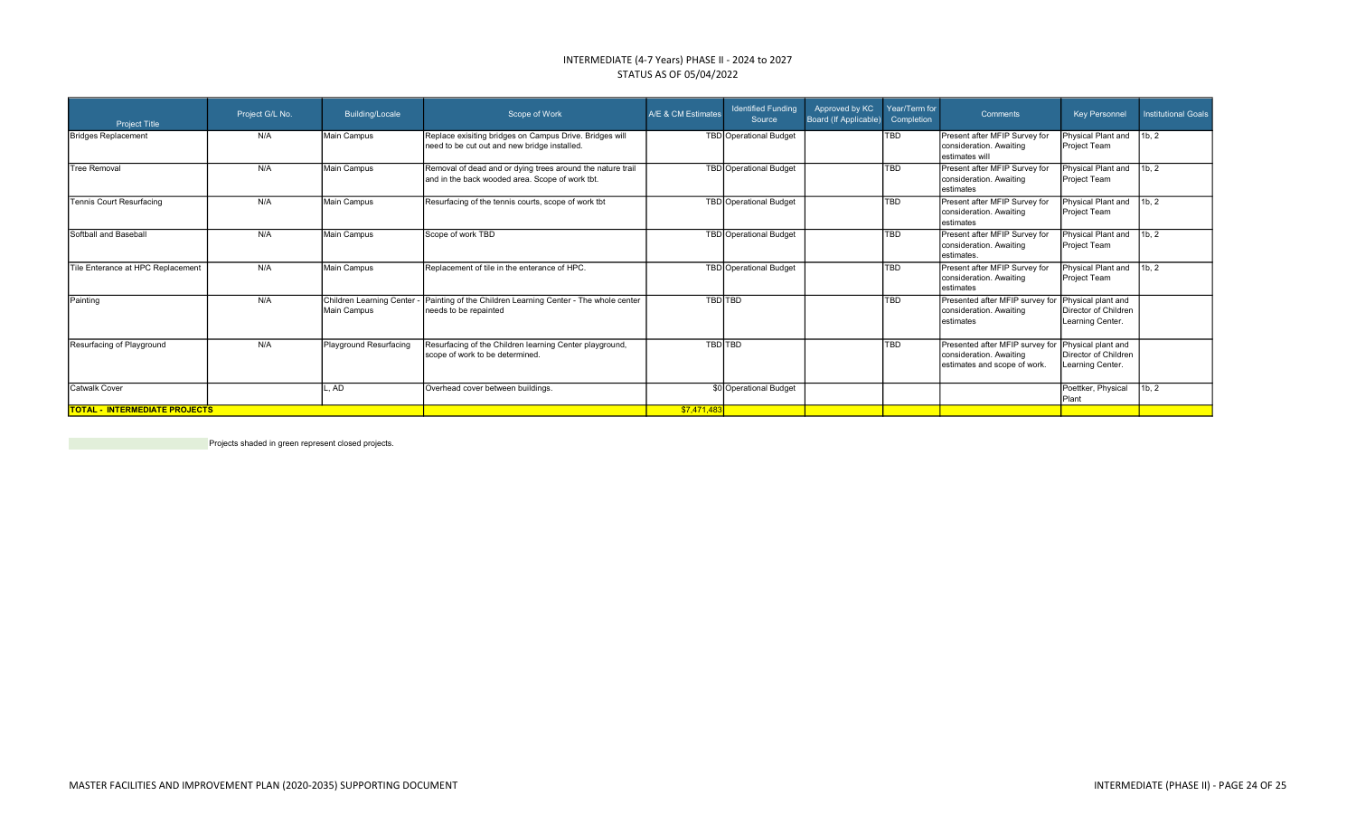# INTERMEDIATE (4-7 Years) PHASE II - 2024 to 2027

## STATUS AS OF 05/04/2022

| Project Title | Project G/L No. | Building/Locale | Scope of Work | A/E & CM Estimates | Identified Funding Source | Approved by KC Board (If Applicable) | Year/Term for Completion | Comments | Key Personnel | Institutional Goals |
|---|---|---|---|---|---|---|---|---|---|---|
| Bridges Replacement | N/A | Main Campus | Replace exisiting bridges on Campus Drive. Bridges will need to be cut out and new bridge installed. | TBD | Operational Budget | | TBD | Present after MFIP Survey for consideration. Awaiting estimates will | Physical Plant and Project Team | 1b, 2 |
| Tree Removal | N/A | Main Campus | Removal of dead and or dying trees around the nature trail and in the back wooded area. Scope of work tbt. | TBD | Operational Budget | | TBD | Present after MFIP Survey for consideration. Awaiting estimates | Physical Plant and Project Team | 1b, 2 |
| Tennis Court Resurfacing | N/A | Main Campus | Resurfacing of the tennis courts, scope of work tbt | TBD | Operational Budget | | TBD | Present after MFIP Survey for consideration. Awaiting estimates | Physical Plant and Project Team | 1b, 2 |
| Softball and Baseball | N/A | Main Campus | Scope of work TBD | TBD | Operational Budget | | TBD | Present after MFIP Survey for consideration. Awaiting estimates. | Physical Plant and Project Team | 1b, 2 |
| Tile Enterance at HPC Replacement | N/A | Main Campus | Replacement of tile in the enterance of HPC. | TBD | Operational Budget | | TBD | Present after MFIP Survey for consideration. Awaiting estimates | Physical Plant and Project Team | 1b, 2 |
| Painting | N/A | Children Learning Center - Main Campus | Painting of the Children Learning Center - The whole center needs to be repainted | TBD | TBD | | TBD | Presented after MFIP survey for consideration. Awaiting estimates | Physical plant and Director of Children Learning Center. | |
| Resurfacing of Playground | N/A | Playground Resurfacing | Resurfacing of the Children learning Center playground, scope of work to be determined. | TBD | TBD | | TBD | Presented after MFIP survey for consideration. Awaiting estimates and scope of work. | Physical plant and Director of Children Learning Center. | |
| Catwalk Cover | | L, AD | Overhead cover between buildings. | $0 | Operational Budget | | | | Poettker, Physical Plant | 1b, 2 |
| **TOTAL - INTERMEDIATE PROJECTS** | | | | $7,471,483 | | | | | | |

Projects shaded in green represent closed projects.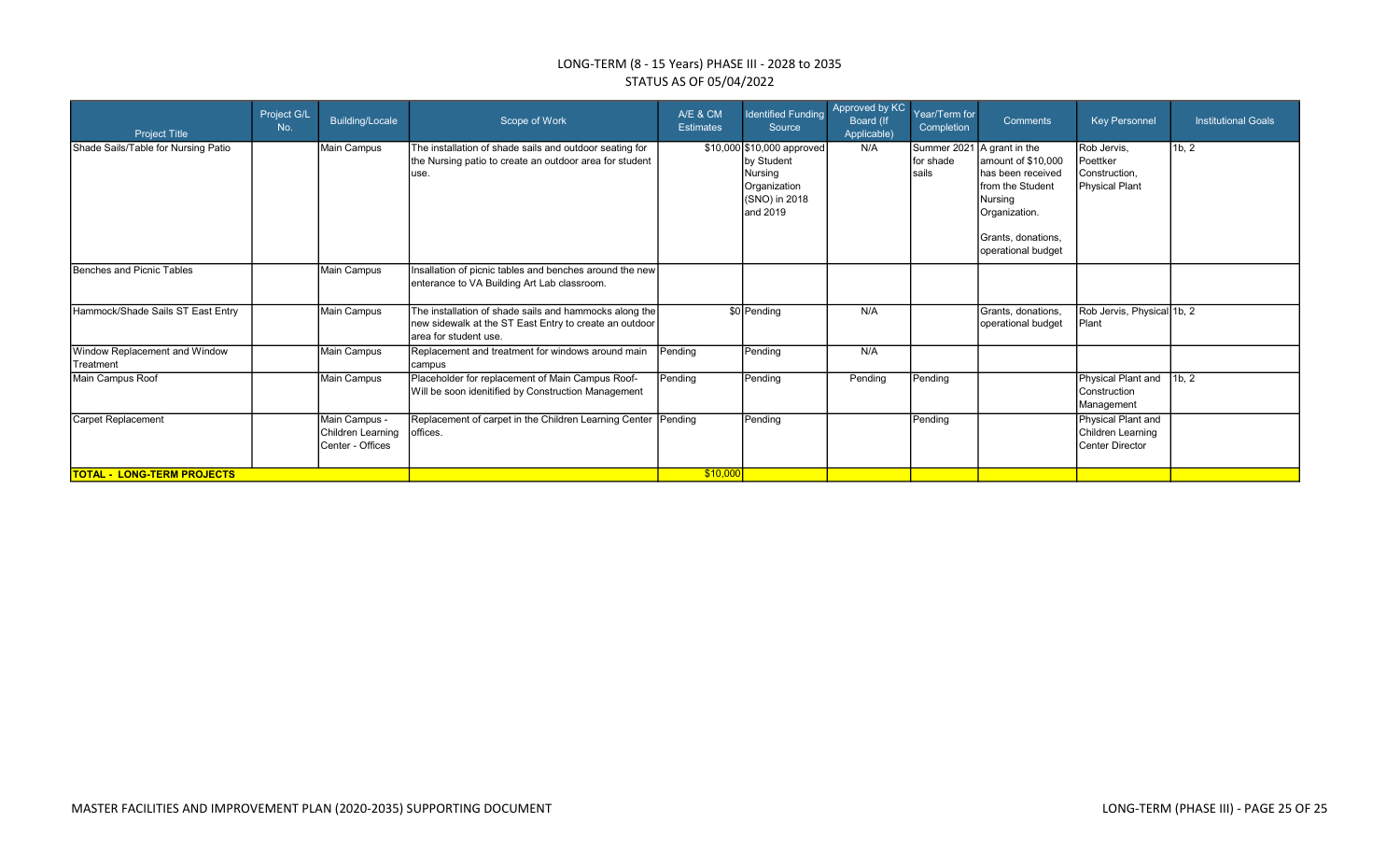# LONG-TERM (8 - 15 Years) PHASE III - 2028 to 2035

## STATUS AS OF 05/04/2022

| Project Title | Project G/L No. | Building/Locale | Scope of Work | A/E & CM Estimates | Identified Funding Source | Approved by KC Board (If Applicable) | Year/Term for Completion | Comments | Key Personnel | Institutional Goals |
|---|---|---|---|---|---|---|---|---|---|---|
| Shade Sails/Table for Nursing Patio | | Main Campus | The installation of shade sails and outdoor seating for the Nursing patio to create an outdoor area for student use. | $10,000 | $10,000 approved by Student Nursing Organization (SNO) in 2018 and 2019 | N/A | Summer 2021 for shade sails | A grant in the amount of $10,000 has been received from the Student Nursing Organization. Grants, donations, operational budget | Rob Jervis, Poettker Construction, Physical Plant | 1b, 2 |
| Benches and Picnic Tables | | Main Campus | Insallation of picnic tables and benches around the new enterance to VA Building Art Lab classroom. | | | | | | | |
| Hammock/Shade Sails ST East Entry | | Main Campus | The installation of shade sails and hammocks along the new sidewalk at the ST East Entry to create an outdoor area for student use. | $0 | Pending | N/A | | Grants, donations, operational budget | Rob Jervis, Physical Plant | 1b, 2 |
| Window Replacement and Window Treatment | | Main Campus | Replacement and treatment for windows around main campus | Pending | Pending | N/A | | | | |
| Main Campus Roof | | Main Campus | Placeholder for replacement of Main Campus Roof- Will be soon idenitified by Construction Management | Pending | Pending | Pending | Pending | | Physical Plant and Construction Management | 1b, 2 |
| Carpet Replacement | | Main Campus - Children Learning Center - Offices | Replacement of carpet in the Children Learning Center offices. | Pending | Pending | | Pending | | Physical Plant and Children Learning Center Director | |
| **TOTAL - LONG-TERM PROJECTS** | | | | $10,000 | | | | | | |

MASTER FACILITIES AND IMPROVEMENT PLAN (2020-2035) SUPPORTING DOCUMENT

LONG-TERM (PHASE III)